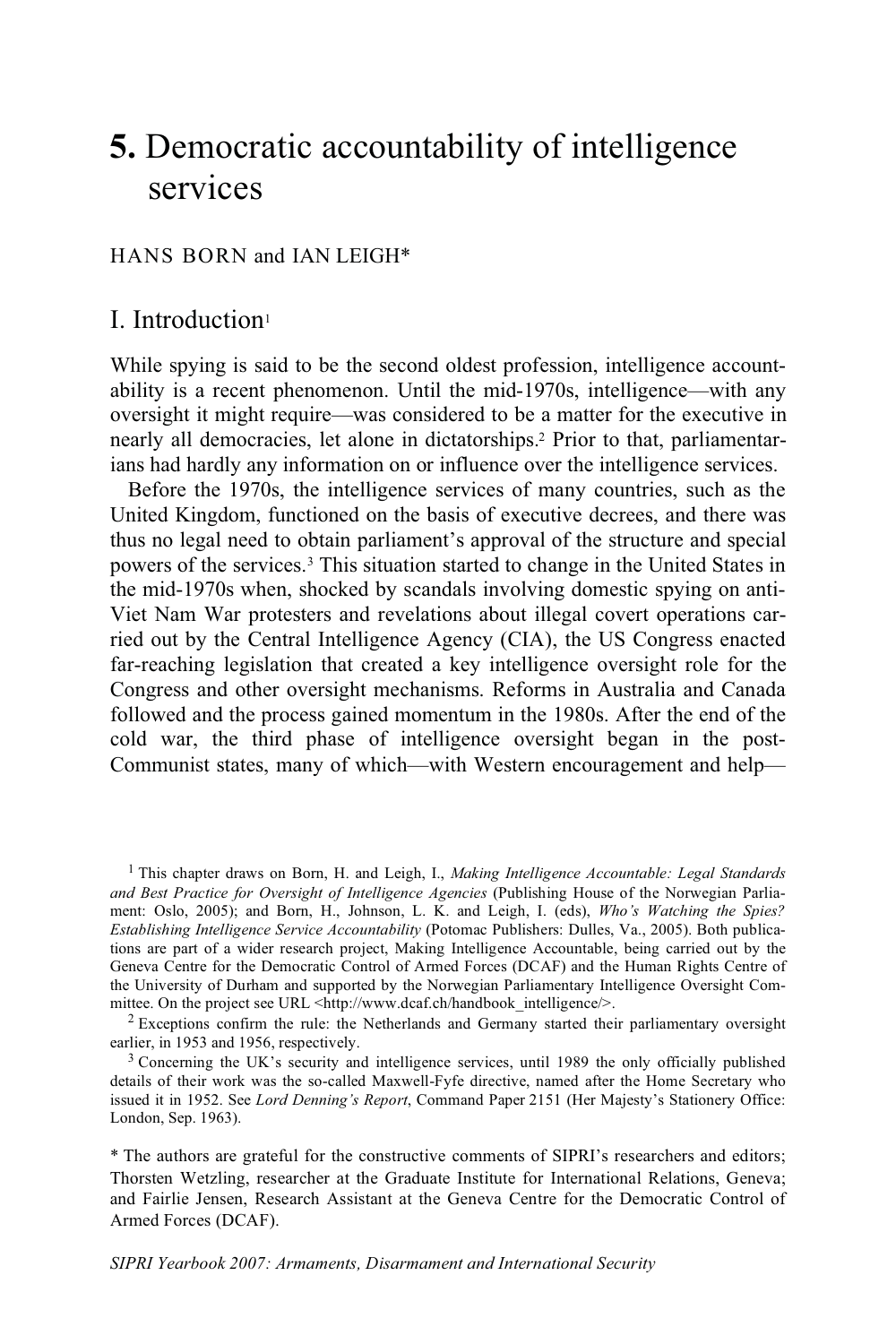# 5. Democratic accountability of intelligence services

HANS BORN and IAN LEIGH*

## I. Introduction[1]

While spying is said to be the second oldest profession, intelligence accountability is a recent phenomenon. Until the mid-1970s, intelligence—with any oversight it might require—was considered to be a matter for the executive in nearly all democracies, let alone in dictatorships.[2] Prior to that, parliamentarians had hardly any information on or influence over the intelligence services.

Before the 1970s, the intelligence services of many countries, such as the United Kingdom, functioned on the basis of executive decrees, and there was thus no legal need to obtain parliament's approval of the structure and special powers of the services.[3] This situation started to change in the United States in the mid-1970s when, shocked by scandals involving domestic spying on anti-Viet Nam War protesters and revelations about illegal covert operations carried out by the Central Intelligence Agency (CIA), the US Congress enacted far-reaching legislation that created a key intelligence oversight role for the Congress and other oversight mechanisms. Reforms in Australia and Canada followed and the process gained momentum in the 1980s. After the end of the cold war, the third phase of intelligence oversight began in the post-Communist states, many of which—with Western encouragement and help—

---

[1] This chapter draws on Born, H. and Leigh, I., *Making Intelligence Accountable: Legal Standards and Best Practice for Oversight of Intelligence Agencies* (Publishing House of the Norwegian Parliament: Oslo, 2005); and Born, H., Johnson, L. K. and Leigh, I. (eds), *Who's Watching the Spies? Establishing Intelligence Service Accountability* (Potomac Publishers: Dulles, Va., 2005). Both publications are part of a wider research project, Making Intelligence Accountable, being carried out by the Geneva Centre for the Democratic Control of Armed Forces (DCAF) and the Human Rights Centre of the University of Durham and supported by the Norwegian Parliamentary Intelligence Oversight Committee. On the project see URL <http://www.dcaf.ch/handbook_intelligence/>.

[2] Exceptions confirm the rule: the Netherlands and Germany started their parliamentary oversight earlier, in 1953 and 1956, respectively.

[3] Concerning the UK's security and intelligence services, until 1989 the only officially published details of their work was the so-called Maxwell-Fyfe directive, named after the Home Secretary who issued it in 1952. See *Lord Denning's Report*, Command Paper 2151 (Her Majesty's Stationery Office: London, Sep. 1963).

\* The authors are grateful for the constructive comments of SIPRI's researchers and editors; Thorsten Wetzling, researcher at the Graduate Institute for International Relations, Geneva; and Fairlie Jensen, Research Assistant at the Geneva Centre for the Democratic Control of Armed Forces (DCAF).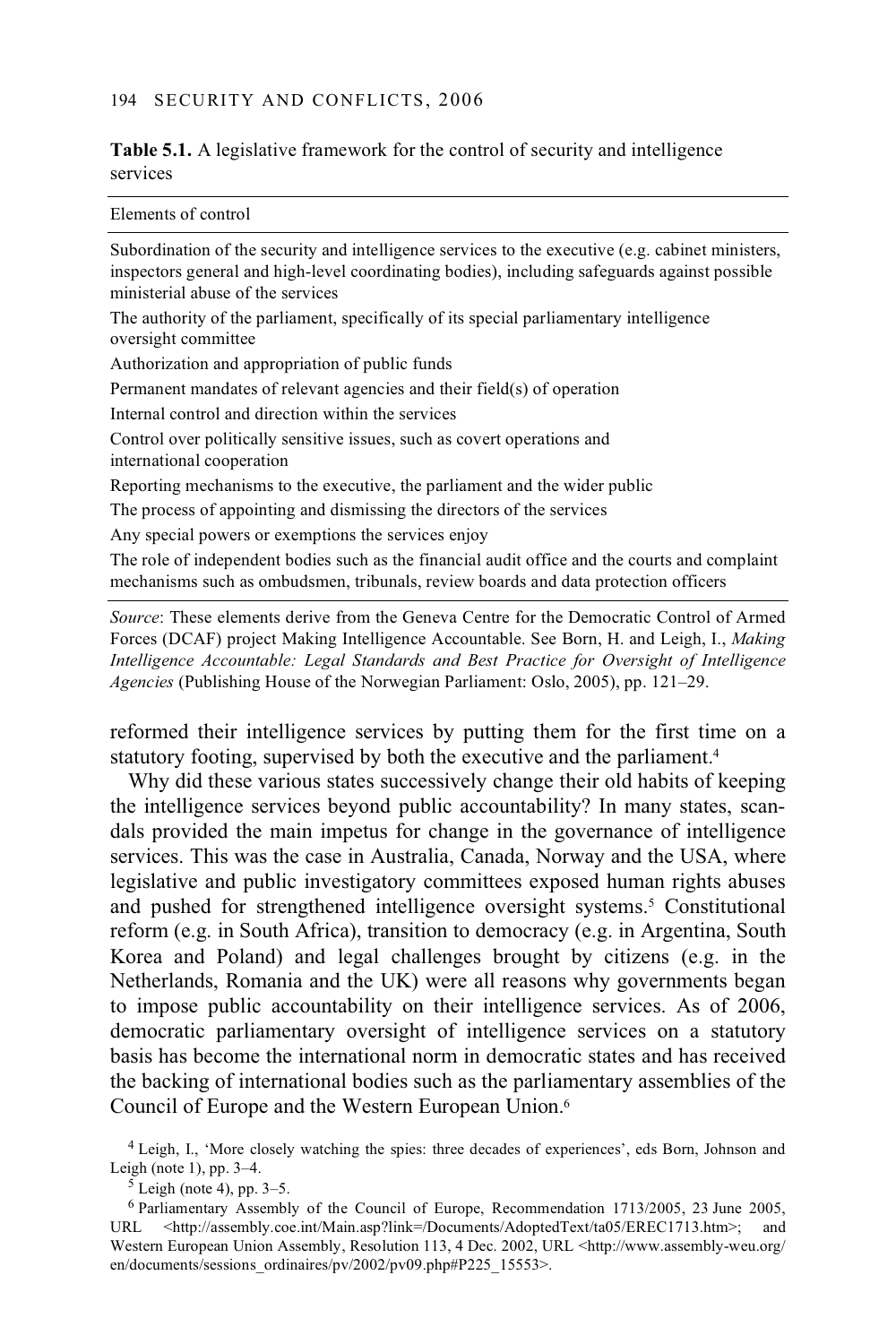**Table 5.1.** A legislative framework for the control of security and intelligence services

| Elements of control |
|---|
| Subordination of the security and intelligence services to the executive (e.g. cabinet ministers, inspectors general and high-level coordinating bodies), including safeguards against possible ministerial abuse of the services |
| The authority of the parliament, specifically of its special parliamentary intelligence oversight committee |
| Authorization and appropriation of public funds |
| Permanent mandates of relevant agencies and their field(s) of operation |
| Internal control and direction within the services |
| Control over politically sensitive issues, such as covert operations and international cooperation |
| Reporting mechanisms to the executive, the parliament and the wider public |
| The process of appointing and dismissing the directors of the services |
| Any special powers or exemptions the services enjoy |
| The role of independent bodies such as the financial audit office and the courts and complaint mechanisms such as ombudsmen, tribunals, review boards and data protection officers |

*Source*: These elements derive from the Geneva Centre for the Democratic Control of Armed Forces (DCAF) project Making Intelligence Accountable. See Born, H. and Leigh, I., *Making Intelligence Accountable: Legal Standards and Best Practice for Oversight of Intelligence Agencies* (Publishing House of the Norwegian Parliament: Oslo, 2005), pp. 121–29.

reformed their intelligence services by putting them for the first time on a statutory footing, supervised by both the executive and the parliament.[4]

Why did these various states successively change their old habits of keeping the intelligence services beyond public accountability? In many states, scandals provided the main impetus for change in the governance of intelligence services. This was the case in Australia, Canada, Norway and the USA, where legislative and public investigatory committees exposed human rights abuses and pushed for strengthened intelligence oversight systems.[5] Constitutional reform (e.g. in South Africa), transition to democracy (e.g. in Argentina, South Korea and Poland) and legal challenges brought by citizens (e.g. in the Netherlands, Romania and the UK) were all reasons why governments began to impose public accountability on their intelligence services. As of 2006, democratic parliamentary oversight of intelligence services on a statutory basis has become the international norm in democratic states and has received the backing of international bodies such as the parliamentary assemblies of the Council of Europe and the Western European Union.[6]

[4] Leigh, I., 'More closely watching the spies: three decades of experiences', eds Born, Johnson and Leigh (note 1), pp. 3–4.

[5] Leigh (note 4), pp. 3–5.

[6] Parliamentary Assembly of the Council of Europe, Recommendation 1713/2005, 23 June 2005, URL <http://assembly.coe.int/Main.asp?link=/Documents/AdoptedText/ta05/EREC1713.htm>; and Western European Union Assembly, Resolution 113, 4 Dec. 2002, URL <http://www.assembly-weu.org/en/documents/sessions_ordinaires/pv/2002/pv09.php#P225_15553>.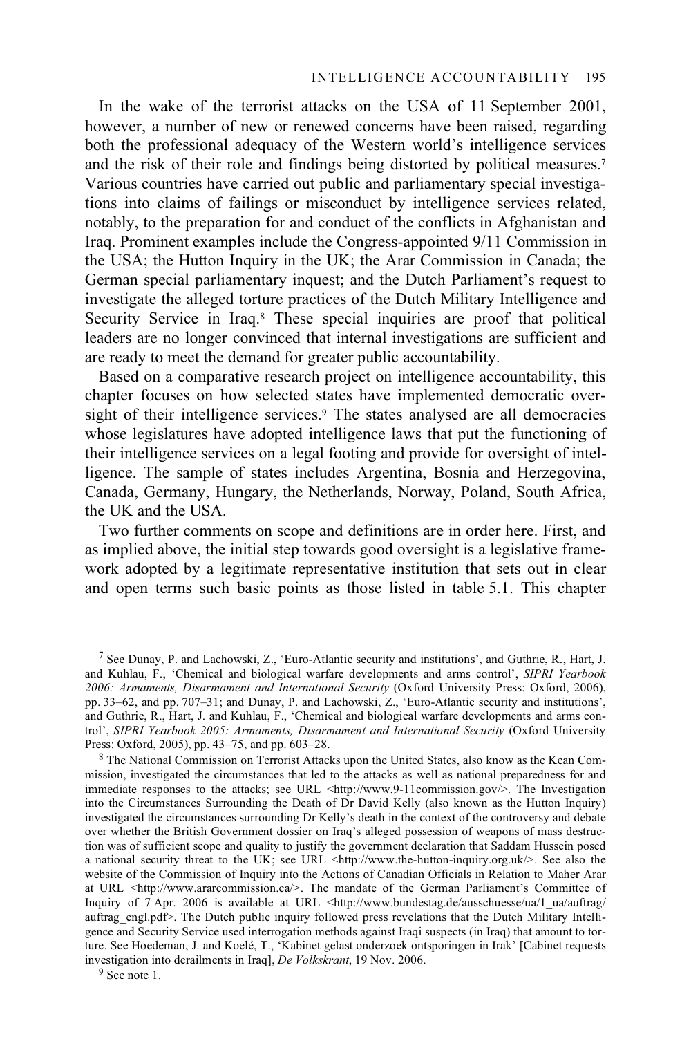In the wake of the terrorist attacks on the USA of 11 September 2001, however, a number of new or renewed concerns have been raised, regarding both the professional adequacy of the Western world's intelligence services and the risk of their role and findings being distorted by political measures.[7] Various countries have carried out public and parliamentary special investigations into claims of failings or misconduct by intelligence services related, notably, to the preparation for and conduct of the conflicts in Afghanistan and Iraq. Prominent examples include the Congress-appointed 9/11 Commission in the USA; the Hutton Inquiry in the UK; the Arar Commission in Canada; the German special parliamentary inquest; and the Dutch Parliament's request to investigate the alleged torture practices of the Dutch Military Intelligence and Security Service in Iraq.[8] These special inquiries are proof that political leaders are no longer convinced that internal investigations are sufficient and are ready to meet the demand for greater public accountability.

Based on a comparative research project on intelligence accountability, this chapter focuses on how selected states have implemented democratic oversight of their intelligence services.[9] The states analysed are all democracies whose legislatures have adopted intelligence laws that put the functioning of their intelligence services on a legal footing and provide for oversight of intelligence. The sample of states includes Argentina, Bosnia and Herzegovina, Canada, Germany, Hungary, the Netherlands, Norway, Poland, South Africa, the UK and the USA.

Two further comments on scope and definitions are in order here. First, and as implied above, the initial step towards good oversight is a legislative framework adopted by a legitimate representative institution that sets out in clear and open terms such basic points as those listed in table 5.1. This chapter

[7] See Dunay, P. and Lachowski, Z., 'Euro-Atlantic security and institutions', and Guthrie, R., Hart, J. and Kuhlau, F., 'Chemical and biological warfare developments and arms control', *SIPRI Yearbook 2006: Armaments, Disarmament and International Security* (Oxford University Press: Oxford, 2006), pp. 33–62, and pp. 707–31; and Dunay, P. and Lachowski, Z., 'Euro-Atlantic security and institutions', and Guthrie, R., Hart, J. and Kuhlau, F., 'Chemical and biological warfare developments and arms control', *SIPRI Yearbook 2005: Armaments, Disarmament and International Security* (Oxford University Press: Oxford, 2005), pp. 43–75, and pp. 603–28.

[8] The National Commission on Terrorist Attacks upon the United States, also know as the Kean Commission, investigated the circumstances that led to the attacks as well as national preparedness for and immediate responses to the attacks; see URL <http://www.9-11commission.gov/>. The Investigation into the Circumstances Surrounding the Death of Dr David Kelly (also known as the Hutton Inquiry) investigated the circumstances surrounding Dr Kelly's death in the context of the controversy and debate over whether the British Government dossier on Iraq's alleged possession of weapons of mass destruction was of sufficient scope and quality to justify the government declaration that Saddam Hussein posed a national security threat to the UK; see URL <http://www.the-hutton-inquiry.org.uk/>. See also the website of the Commission of Inquiry into the Actions of Canadian Officials in Relation to Maher Arar at URL <http://www.ararcommission.ca/>. The mandate of the German Parliament's Committee of Inquiry of 7 Apr. 2006 is available at URL <http://www.bundestag.de/ausschuesse/ua/1_ua/auftrag/auftrag_engl.pdf>. The Dutch public inquiry followed press revelations that the Dutch Military Intelligence and Security Service used interrogation methods against Iraqi suspects (in Iraq) that amount to torture. See Hoedeman, J. and Koelé, T., 'Kabinet gelast onderzoek ontsporingen in Irak' [Cabinet requests investigation into derailments in Irak], *De Volkskrant*, 19 Nov. 2006.

[9] See note 1.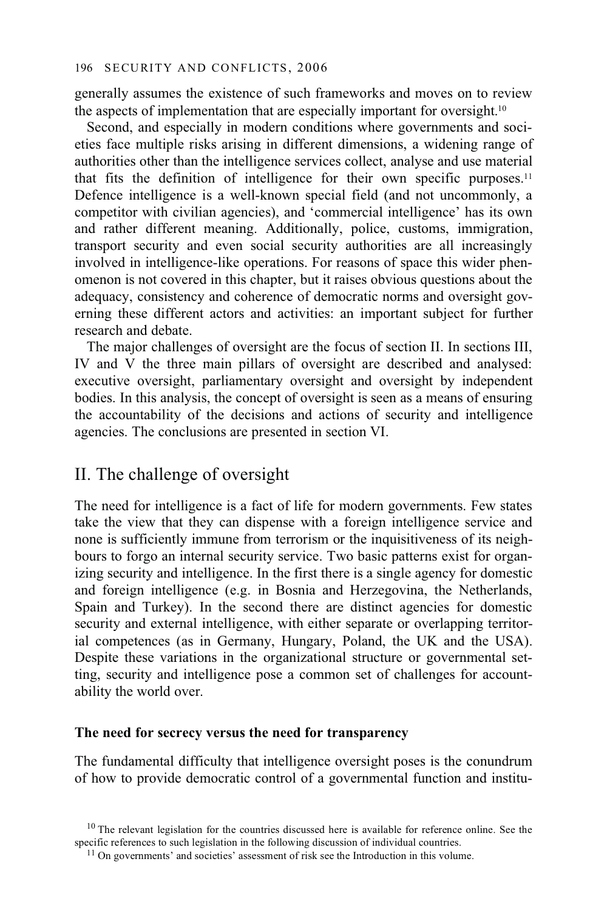generally assumes the existence of such frameworks and moves on to review the aspects of implementation that are especially important for oversight.[10]

Second, and especially in modern conditions where governments and societies face multiple risks arising in different dimensions, a widening range of authorities other than the intelligence services collect, analyse and use material that fits the definition of intelligence for their own specific purposes.[11] Defence intelligence is a well-known special field (and not uncommonly, a competitor with civilian agencies), and 'commercial intelligence' has its own and rather different meaning. Additionally, police, customs, immigration, transport security and even social security authorities are all increasingly involved in intelligence-like operations. For reasons of space this wider phenomenon is not covered in this chapter, but it raises obvious questions about the adequacy, consistency and coherence of democratic norms and oversight governing these different actors and activities: an important subject for further research and debate.

The major challenges of oversight are the focus of section II. In sections III, IV and V the three main pillars of oversight are described and analysed: executive oversight, parliamentary oversight and oversight by independent bodies. In this analysis, the concept of oversight is seen as a means of ensuring the accountability of the decisions and actions of security and intelligence agencies. The conclusions are presented in section VI.

## II. The challenge of oversight

The need for intelligence is a fact of life for modern governments. Few states take the view that they can dispense with a foreign intelligence service and none is sufficiently immune from terrorism or the inquisitiveness of its neighbours to forgo an internal security service. Two basic patterns exist for organizing security and intelligence. In the first there is a single agency for domestic and foreign intelligence (e.g. in Bosnia and Herzegovina, the Netherlands, Spain and Turkey). In the second there are distinct agencies for domestic security and external intelligence, with either separate or overlapping territorial competences (as in Germany, Hungary, Poland, the UK and the USA). Despite these variations in the organizational structure or governmental setting, security and intelligence pose a common set of challenges for accountability the world over.

### The need for secrecy versus the need for transparency

The fundamental difficulty that intelligence oversight poses is the conundrum of how to provide democratic control of a governmental function and institu-

[10] The relevant legislation for the countries discussed here is available for reference online. See the specific references to such legislation in the following discussion of individual countries.

[11] On governments' and societies' assessment of risk see the Introduction in this volume.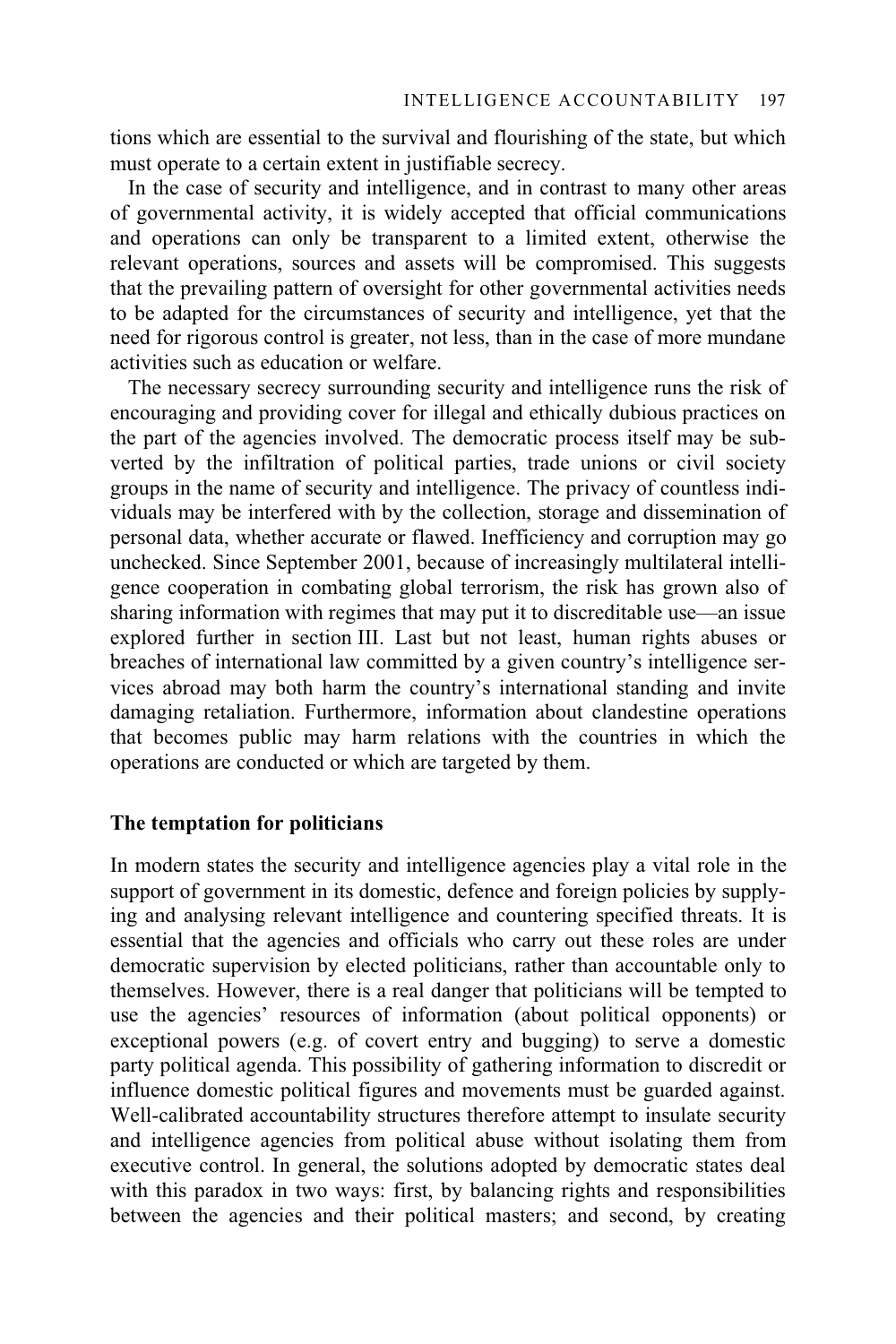tions which are essential to the survival and flourishing of the state, but which must operate to a certain extent in justifiable secrecy.

In the case of security and intelligence, and in contrast to many other areas of governmental activity, it is widely accepted that official communications and operations can only be transparent to a limited extent, otherwise the relevant operations, sources and assets will be compromised. This suggests that the prevailing pattern of oversight for other governmental activities needs to be adapted for the circumstances of security and intelligence, yet that the need for rigorous control is greater, not less, than in the case of more mundane activities such as education or welfare.

The necessary secrecy surrounding security and intelligence runs the risk of encouraging and providing cover for illegal and ethically dubious practices on the part of the agencies involved. The democratic process itself may be subverted by the infiltration of political parties, trade unions or civil society groups in the name of security and intelligence. The privacy of countless individuals may be interfered with by the collection, storage and dissemination of personal data, whether accurate or flawed. Inefficiency and corruption may go unchecked. Since September 2001, because of increasingly multilateral intelligence cooperation in combating global terrorism, the risk has grown also of sharing information with regimes that may put it to discreditable use—an issue explored further in section III. Last but not least, human rights abuses or breaches of international law committed by a given country's intelligence services abroad may both harm the country's international standing and invite damaging retaliation. Furthermore, information about clandestine operations that becomes public may harm relations with the countries in which the operations are conducted or which are targeted by them.

## The temptation for politicians

In modern states the security and intelligence agencies play a vital role in the support of government in its domestic, defence and foreign policies by supplying and analysing relevant intelligence and countering specified threats. It is essential that the agencies and officials who carry out these roles are under democratic supervision by elected politicians, rather than accountable only to themselves. However, there is a real danger that politicians will be tempted to use the agencies' resources of information (about political opponents) or exceptional powers (e.g. of covert entry and bugging) to serve a domestic party political agenda. This possibility of gathering information to discredit or influence domestic political figures and movements must be guarded against. Well-calibrated accountability structures therefore attempt to insulate security and intelligence agencies from political abuse without isolating them from executive control. In general, the solutions adopted by democratic states deal with this paradox in two ways: first, by balancing rights and responsibilities between the agencies and their political masters; and second, by creating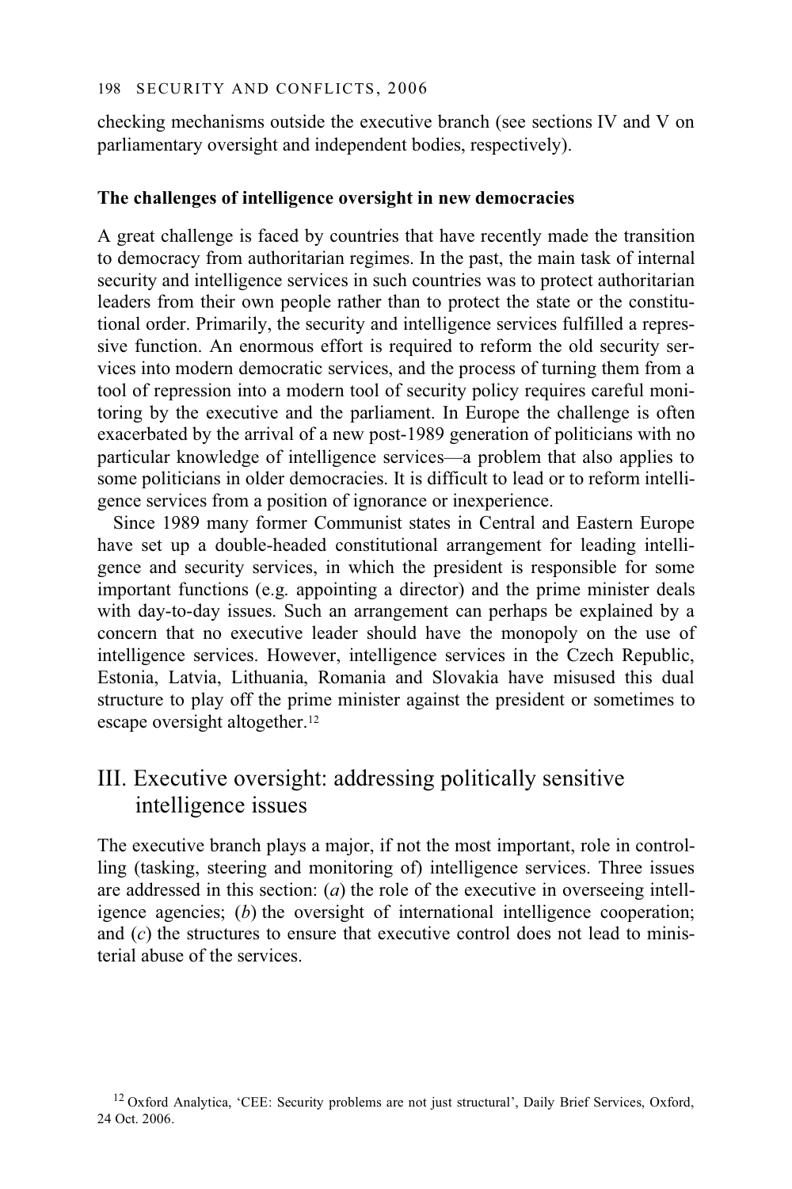checking mechanisms outside the executive branch (see sections IV and V on parliamentary oversight and independent bodies, respectively).

### The challenges of intelligence oversight in new democracies

A great challenge is faced by countries that have recently made the transition to democracy from authoritarian regimes. In the past, the main task of internal security and intelligence services in such countries was to protect authoritarian leaders from their own people rather than to protect the state or the constitutional order. Primarily, the security and intelligence services fulfilled a repressive function. An enormous effort is required to reform the old security services into modern democratic services, and the process of turning them from a tool of repression into a modern tool of security policy requires careful monitoring by the executive and the parliament. In Europe the challenge is often exacerbated by the arrival of a new post-1989 generation of politicians with no particular knowledge of intelligence services—a problem that also applies to some politicians in older democracies. It is difficult to lead or to reform intelligence services from a position of ignorance or inexperience.

Since 1989 many former Communist states in Central and Eastern Europe have set up a double-headed constitutional arrangement for leading intelligence and security services, in which the president is responsible for some important functions (e.g. appointing a director) and the prime minister deals with day-to-day issues. Such an arrangement can perhaps be explained by a concern that no executive leader should have the monopoly on the use of intelligence services. However, intelligence services in the Czech Republic, Estonia, Latvia, Lithuania, Romania and Slovakia have misused this dual structure to play off the prime minister against the president or sometimes to escape oversight altogether.[12]

## III. Executive oversight: addressing politically sensitive intelligence issues

The executive branch plays a major, if not the most important, role in controlling (tasking, steering and monitoring of) intelligence services. Three issues are addressed in this section: (*a*) the role of the executive in overseeing intelligence agencies; (*b*) the oversight of international intelligence cooperation; and (*c*) the structures to ensure that executive control does not lead to ministerial abuse of the services.

[12] Oxford Analytica, 'CEE: Security problems are not just structural', Daily Brief Services, Oxford, 24 Oct. 2006.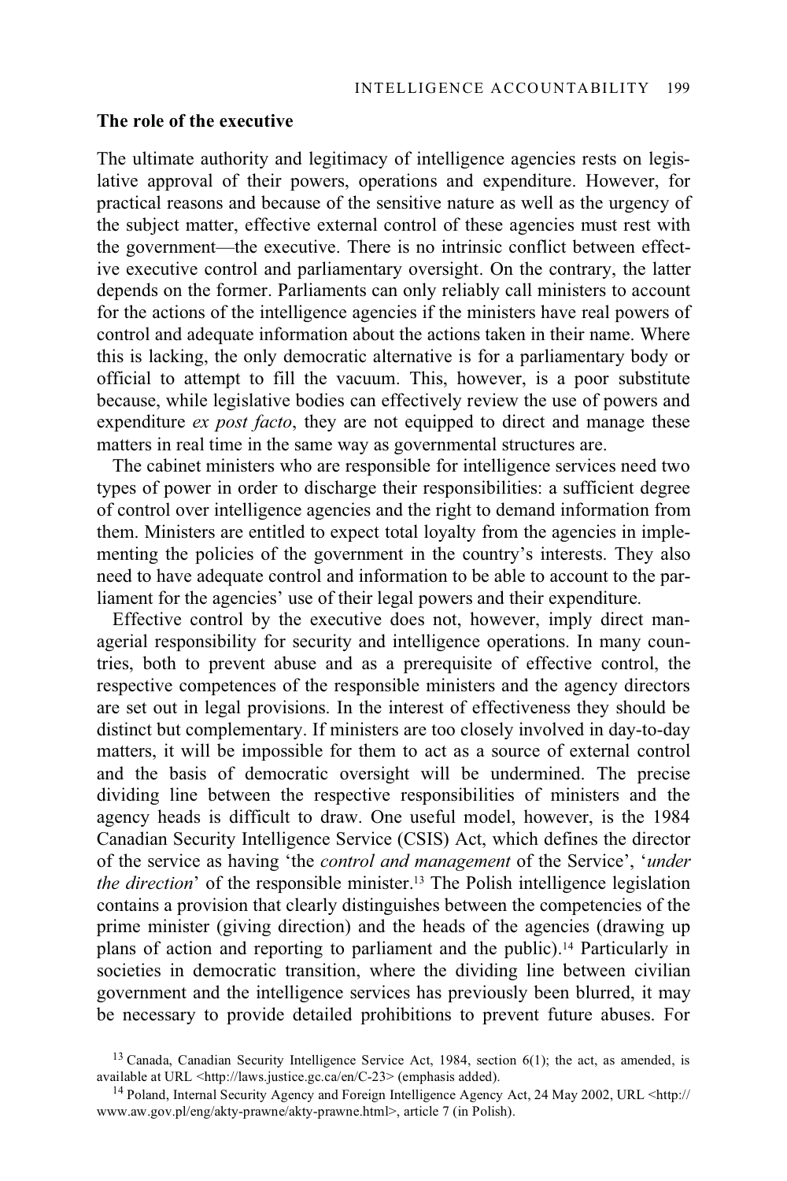## The role of the executive

The ultimate authority and legitimacy of intelligence agencies rests on legislative approval of their powers, operations and expenditure. However, for practical reasons and because of the sensitive nature as well as the urgency of the subject matter, effective external control of these agencies must rest with the government—the executive. There is no intrinsic conflict between effective executive control and parliamentary oversight. On the contrary, the latter depends on the former. Parliaments can only reliably call ministers to account for the actions of the intelligence agencies if the ministers have real powers of control and adequate information about the actions taken in their name. Where this is lacking, the only democratic alternative is for a parliamentary body or official to attempt to fill the vacuum. This, however, is a poor substitute because, while legislative bodies can effectively review the use of powers and expenditure *ex post facto*, they are not equipped to direct and manage these matters in real time in the same way as governmental structures are.

The cabinet ministers who are responsible for intelligence services need two types of power in order to discharge their responsibilities: a sufficient degree of control over intelligence agencies and the right to demand information from them. Ministers are entitled to expect total loyalty from the agencies in implementing the policies of the government in the country's interests. They also need to have adequate control and information to be able to account to the parliament for the agencies' use of their legal powers and their expenditure.

Effective control by the executive does not, however, imply direct managerial responsibility for security and intelligence operations. In many countries, both to prevent abuse and as a prerequisite of effective control, the respective competences of the responsible ministers and the agency directors are set out in legal provisions. In the interest of effectiveness they should be distinct but complementary. If ministers are too closely involved in day-to-day matters, it will be impossible for them to act as a source of external control and the basis of democratic oversight will be undermined. The precise dividing line between the respective responsibilities of ministers and the agency heads is difficult to draw. One useful model, however, is the 1984 Canadian Security Intelligence Service (CSIS) Act, which defines the director of the service as having 'the *control and management* of the Service', '*under the direction*' of the responsible minister.[13] The Polish intelligence legislation contains a provision that clearly distinguishes between the competencies of the prime minister (giving direction) and the heads of the agencies (drawing up plans of action and reporting to parliament and the public).[14] Particularly in societies in democratic transition, where the dividing line between civilian government and the intelligence services has previously been blurred, it may be necessary to provide detailed prohibitions to prevent future abuses. For

[13] Canada, Canadian Security Intelligence Service Act, 1984, section 6(1); the act, as amended, is available at URL <http://laws.justice.gc.ca/en/C-23> (emphasis added).

[14] Poland, Internal Security Agency and Foreign Intelligence Agency Act, 24 May 2002, URL <http://www.aw.gov.pl/eng/akty-prawne/akty-prawne.html>, article 7 (in Polish).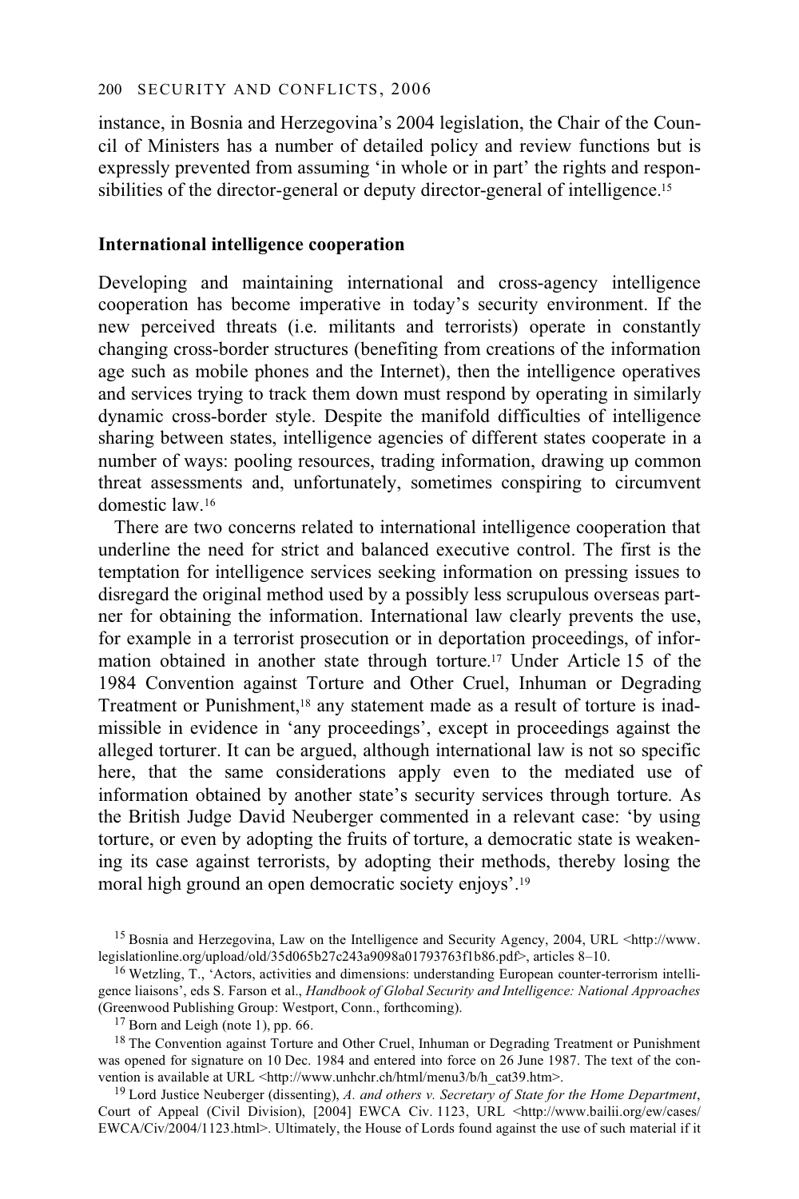instance, in Bosnia and Herzegovina's 2004 legislation, the Chair of the Council of Ministers has a number of detailed policy and review functions but is expressly prevented from assuming 'in whole or in part' the rights and responsibilities of the director-general or deputy director-general of intelligence.[15]

## International intelligence cooperation

Developing and maintaining international and cross-agency intelligence cooperation has become imperative in today's security environment. If the new perceived threats (i.e. militants and terrorists) operate in constantly changing cross-border structures (benefiting from creations of the information age such as mobile phones and the Internet), then the intelligence operatives and services trying to track them down must respond by operating in similarly dynamic cross-border style. Despite the manifold difficulties of intelligence sharing between states, intelligence agencies of different states cooperate in a number of ways: pooling resources, trading information, drawing up common threat assessments and, unfortunately, sometimes conspiring to circumvent domestic law.[16]

There are two concerns related to international intelligence cooperation that underline the need for strict and balanced executive control. The first is the temptation for intelligence services seeking information on pressing issues to disregard the original method used by a possibly less scrupulous overseas partner for obtaining the information. International law clearly prevents the use, for example in a terrorist prosecution or in deportation proceedings, of information obtained in another state through torture.[17] Under Article 15 of the 1984 Convention against Torture and Other Cruel, Inhuman or Degrading Treatment or Punishment,[18] any statement made as a result of torture is inadmissible in evidence in 'any proceedings', except in proceedings against the alleged torturer. It can be argued, although international law is not so specific here, that the same considerations apply even to the mediated use of information obtained by another state's security services through torture. As the British Judge David Neuberger commented in a relevant case: 'by using torture, or even by adopting the fruits of torture, a democratic state is weakening its case against terrorists, by adopting their methods, thereby losing the moral high ground an open democratic society enjoys'.[19]

[15] Bosnia and Herzegovina, Law on the Intelligence and Security Agency, 2004, URL <http://www.legislationline.org/upload/old/35d065b27c243a9098a01793763f1b86.pdf>, articles 8–10.

[16] Wetzling, T., 'Actors, activities and dimensions: understanding European counter-terrorism intelligence liaisons', eds S. Farson et al., *Handbook of Global Security and Intelligence: National Approaches* (Greenwood Publishing Group: Westport, Conn., forthcoming).

[17] Born and Leigh (note 1), pp. 66.

[18] The Convention against Torture and Other Cruel, Inhuman or Degrading Treatment or Punishment was opened for signature on 10 Dec. 1984 and entered into force on 26 June 1987. The text of the convention is available at URL <http://www.unhchr.ch/html/menu3/b/h_cat39.htm>.

[19] Lord Justice Neuberger (dissenting), *A. and others v. Secretary of State for the Home Department*, Court of Appeal (Civil Division), [2004] EWCA Civ. 1123, URL <http://www.bailii.org/ew/cases/EWCA/Civ/2004/1123.html>. Ultimately, the House of Lords found against the use of such material if it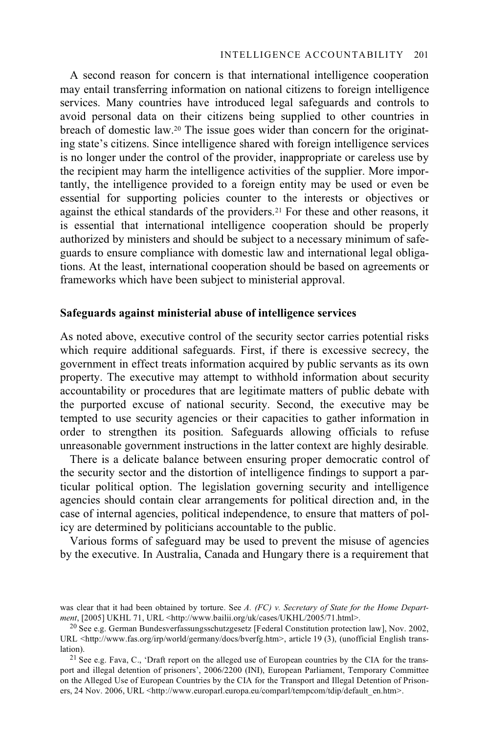A second reason for concern is that international intelligence cooperation may entail transferring information on national citizens to foreign intelligence services. Many countries have introduced legal safeguards and controls to avoid personal data on their citizens being supplied to other countries in breach of domestic law.[20] The issue goes wider than concern for the originating state's citizens. Since intelligence shared with foreign intelligence services is no longer under the control of the provider, inappropriate or careless use by the recipient may harm the intelligence activities of the supplier. More importantly, the intelligence provided to a foreign entity may be used or even be essential for supporting policies counter to the interests or objectives or against the ethical standards of the providers.[21] For these and other reasons, it is essential that international intelligence cooperation should be properly authorized by ministers and should be subject to a necessary minimum of safeguards to ensure compliance with domestic law and international legal obligations. At the least, international cooperation should be based on agreements or frameworks which have been subject to ministerial approval.

**Safeguards against ministerial abuse of intelligence services**

As noted above, executive control of the security sector carries potential risks which require additional safeguards. First, if there is excessive secrecy, the government in effect treats information acquired by public servants as its own property. The executive may attempt to withhold information about security accountability or procedures that are legitimate matters of public debate with the purported excuse of national security. Second, the executive may be tempted to use security agencies or their capacities to gather information in order to strengthen its position. Safeguards allowing officials to refuse unreasonable government instructions in the latter context are highly desirable.

There is a delicate balance between ensuring proper democratic control of the security sector and the distortion of intelligence findings to support a particular political option. The legislation governing security and intelligence agencies should contain clear arrangements for political direction and, in the case of internal agencies, political independence, to ensure that matters of policy are determined by politicians accountable to the public.

Various forms of safeguard may be used to prevent the misuse of agencies by the executive. In Australia, Canada and Hungary there is a requirement that

was clear that it had been obtained by torture. See *A. (FC) v. Secretary of State for the Home Department*, [2005] UKHL 71, URL <http://www.bailii.org/uk/cases/UKHL/2005/71.html>.

[20] See e.g. German Bundesverfassungsschutzgesetz [Federal Constitution protection law], Nov. 2002, URL <http://www.fas.org/irp/world/germany/docs/bverfg.htm>, article 19 (3), (unofficial English translation).

[21] See e.g. Fava, C., 'Draft report on the alleged use of European countries by the CIA for the transport and illegal detention of prisoners', 2006/2200 (INI), European Parliament, Temporary Committee on the Alleged Use of European Countries by the CIA for the Transport and Illegal Detention of Prisoners, 24 Nov. 2006, URL <http://www.europarl.europa.eu/comparl/tempcom/tdip/default_en.htm>.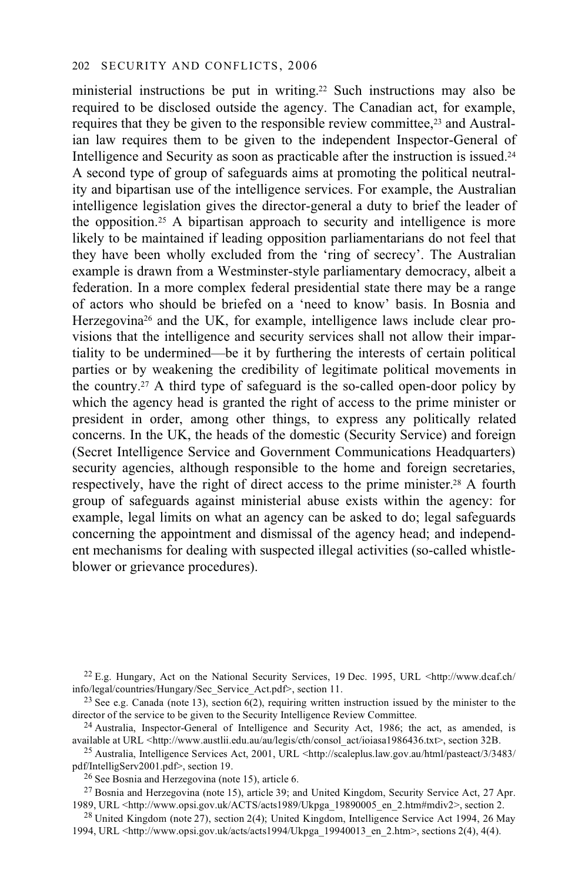ministerial instructions be put in writing.[22] Such instructions may also be required to be disclosed outside the agency. The Canadian act, for example, requires that they be given to the responsible review committee,[23] and Australian law requires them to be given to the independent Inspector-General of Intelligence and Security as soon as practicable after the instruction is issued.[24] A second type of group of safeguards aims at promoting the political neutrality and bipartisan use of the intelligence services. For example, the Australian intelligence legislation gives the director-general a duty to brief the leader of the opposition.[25] A bipartisan approach to security and intelligence is more likely to be maintained if leading opposition parliamentarians do not feel that they have been wholly excluded from the 'ring of secrecy'. The Australian example is drawn from a Westminster-style parliamentary democracy, albeit a federation. In a more complex federal presidential state there may be a range of actors who should be briefed on a 'need to know' basis. In Bosnia and Herzegovina[26] and the UK, for example, intelligence laws include clear provisions that the intelligence and security services shall not allow their impartiality to be undermined—be it by furthering the interests of certain political parties or by weakening the credibility of legitimate political movements in the country.[27] A third type of safeguard is the so-called open-door policy by which the agency head is granted the right of access to the prime minister or president in order, among other things, to express any politically related concerns. In the UK, the heads of the domestic (Security Service) and foreign (Secret Intelligence Service and Government Communications Headquarters) security agencies, although responsible to the home and foreign secretaries, respectively, have the right of direct access to the prime minister.[28] A fourth group of safeguards against ministerial abuse exists within the agency: for example, legal limits on what an agency can be asked to do; legal safeguards concerning the appointment and dismissal of the agency head; and independent mechanisms for dealing with suspected illegal activities (so-called whistle-blower or grievance procedures).

---

[22] E.g. Hungary, Act on the National Security Services, 19 Dec. 1995, URL <http://www.dcaf.ch/info/legal/countries/Hungary/Sec_Service_Act.pdf>, section 11.

[23] See e.g. Canada (note 13), section 6(2), requiring written instruction issued by the minister to the director of the service to be given to the Security Intelligence Review Committee.

[24] Australia, Inspector-General of Intelligence and Security Act, 1986; the act, as amended, is available at URL <http://www.austlii.edu.au/au/legis/cth/consol_act/ioiasa1986436.txt>, section 32B.

[25] Australia, Intelligence Services Act, 2001, URL <http://scaleplus.law.gov.au/html/pasteact/3/3483/pdf/IntelligServ2001.pdf>, section 19.

[26] See Bosnia and Herzegovina (note 15), article 6.

[27] Bosnia and Herzegovina (note 15), article 39; and United Kingdom, Security Service Act, 27 Apr. 1989, URL <http://www.opsi.gov.uk/ACTS/acts1989/Ukpga_19890005_en_2.htm#mdiv2>, section 2.

[28] United Kingdom (note 27), section 2(4); United Kingdom, Intelligence Service Act 1994, 26 May 1994, URL <http://www.opsi.gov.uk/acts/acts1994/Ukpga_19940013_en_2.htm>, sections 2(4), 4(4).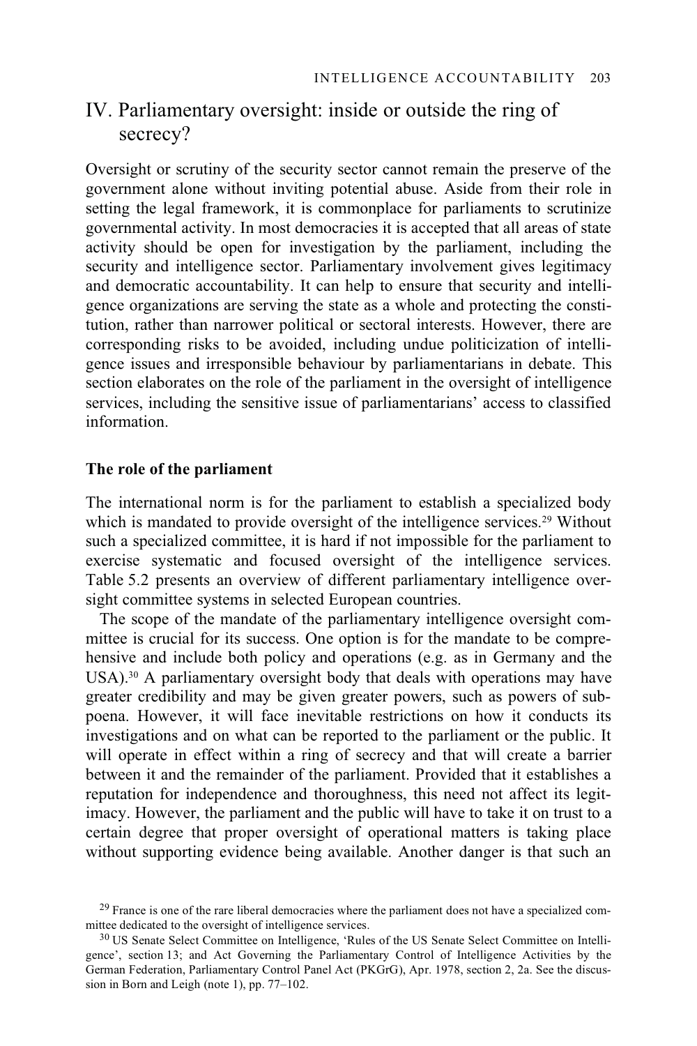## IV. Parliamentary oversight: inside or outside the ring of secrecy?

Oversight or scrutiny of the security sector cannot remain the preserve of the government alone without inviting potential abuse. Aside from their role in setting the legal framework, it is commonplace for parliaments to scrutinize governmental activity. In most democracies it is accepted that all areas of state activity should be open for investigation by the parliament, including the security and intelligence sector. Parliamentary involvement gives legitimacy and democratic accountability. It can help to ensure that security and intelligence organizations are serving the state as a whole and protecting the constitution, rather than narrower political or sectoral interests. However, there are corresponding risks to be avoided, including undue politicization of intelligence issues and irresponsible behaviour by parliamentarians in debate. This section elaborates on the role of the parliament in the oversight of intelligence services, including the sensitive issue of parliamentarians' access to classified information.

### The role of the parliament

The international norm is for the parliament to establish a specialized body which is mandated to provide oversight of the intelligence services.[29] Without such a specialized committee, it is hard if not impossible for the parliament to exercise systematic and focused oversight of the intelligence services. Table 5.2 presents an overview of different parliamentary intelligence oversight committee systems in selected European countries.

The scope of the mandate of the parliamentary intelligence oversight committee is crucial for its success. One option is for the mandate to be comprehensive and include both policy and operations (e.g. as in Germany and the USA).[30] A parliamentary oversight body that deals with operations may have greater credibility and may be given greater powers, such as powers of subpoena. However, it will face inevitable restrictions on how it conducts its investigations and on what can be reported to the parliament or the public. It will operate in effect within a ring of secrecy and that will create a barrier between it and the remainder of the parliament. Provided that it establishes a reputation for independence and thoroughness, this need not affect its legitimacy. However, the parliament and the public will have to take it on trust to a certain degree that proper oversight of operational matters is taking place without supporting evidence being available. Another danger is that such an

[29] France is one of the rare liberal democracies where the parliament does not have a specialized committee dedicated to the oversight of intelligence services.

[30] US Senate Select Committee on Intelligence, 'Rules of the US Senate Select Committee on Intelligence', section 13; and Act Governing the Parliamentary Control of Intelligence Activities by the German Federation, Parliamentary Control Panel Act (PKGrG), Apr. 1978, section 2, 2a. See the discussion in Born and Leigh (note 1), pp. 77–102.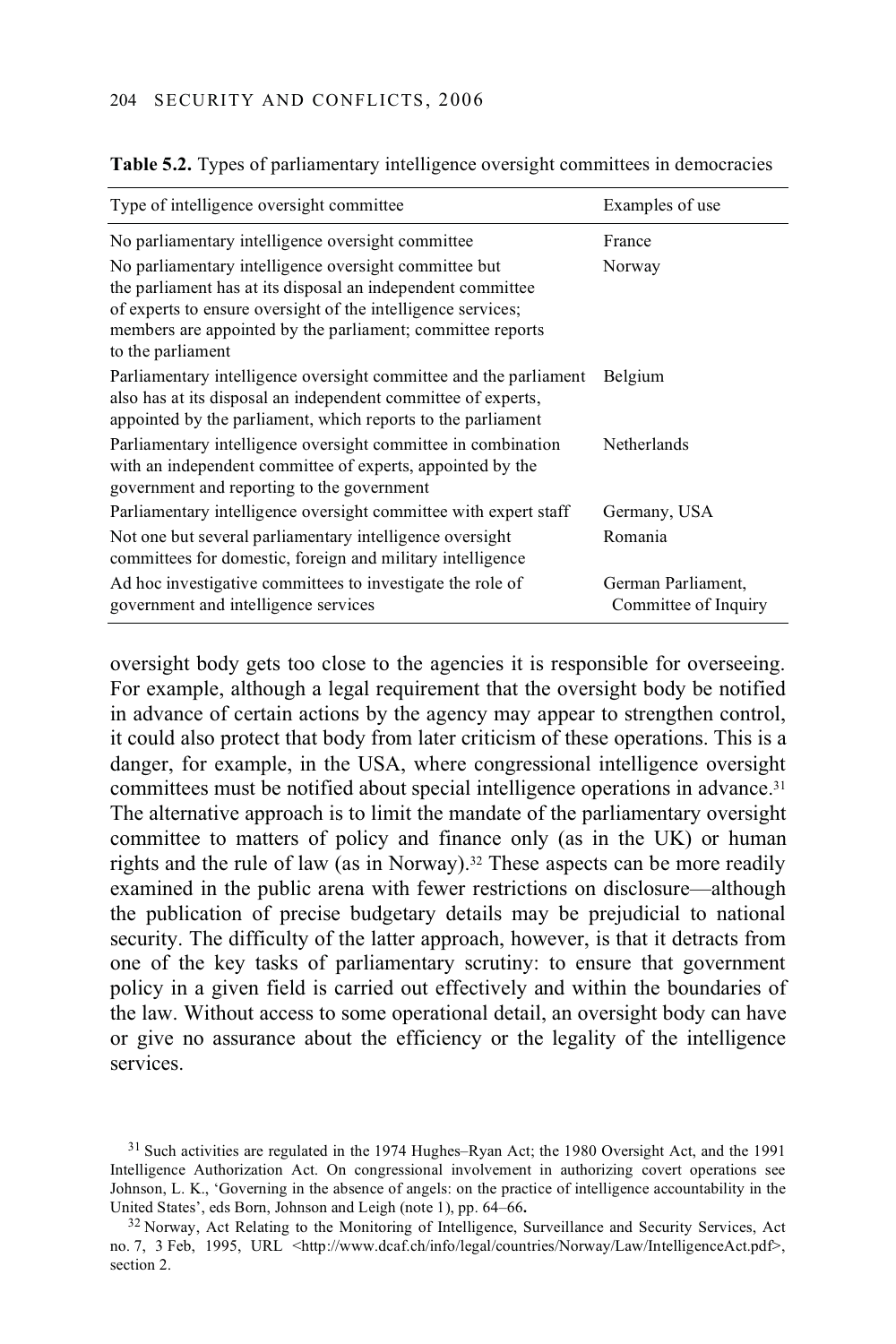**Table 5.2.** Types of parliamentary intelligence oversight committees in democracies

| Type of intelligence oversight committee | Examples of use |
|---|---|
| No parliamentary intelligence oversight committee | France |
| No parliamentary intelligence oversight committee but the parliament has at its disposal an independent committee of experts to ensure oversight of the intelligence services; members are appointed by the parliament; committee reports to the parliament | Norway |
| Parliamentary intelligence oversight committee and the parliament also has at its disposal an independent committee of experts, appointed by the parliament, which reports to the parliament | Belgium |
| Parliamentary intelligence oversight committee in combination with an independent committee of experts, appointed by the government and reporting to the government | Netherlands |
| Parliamentary intelligence oversight committee with expert staff | Germany, USA |
| Not one but several parliamentary intelligence oversight committees for domestic, foreign and military intelligence | Romania |
| Ad hoc investigative committees to investigate the role of government and intelligence services | German Parliament, Committee of Inquiry |

oversight body gets too close to the agencies it is responsible for overseeing. For example, although a legal requirement that the oversight body be notified in advance of certain actions by the agency may appear to strengthen control, it could also protect that body from later criticism of these operations. This is a danger, for example, in the USA, where congressional intelligence oversight committees must be notified about special intelligence operations in advance.[31] The alternative approach is to limit the mandate of the parliamentary oversight committee to matters of policy and finance only (as in the UK) or human rights and the rule of law (as in Norway).[32] These aspects can be more readily examined in the public arena with fewer restrictions on disclosure—although the publication of precise budgetary details may be prejudicial to national security. The difficulty of the latter approach, however, is that it detracts from one of the key tasks of parliamentary scrutiny: to ensure that government policy in a given field is carried out effectively and within the boundaries of the law. Without access to some operational detail, an oversight body can have or give no assurance about the efficiency or the legality of the intelligence services.

[31] Such activities are regulated in the 1974 Hughes–Ryan Act; the 1980 Oversight Act, and the 1991 Intelligence Authorization Act. On congressional involvement in authorizing covert operations see Johnson, L. K., 'Governing in the absence of angels: on the practice of intelligence accountability in the United States', eds Born, Johnson and Leigh (note 1), pp. 64–66.

[32] Norway, Act Relating to the Monitoring of Intelligence, Surveillance and Security Services, Act no. 7, 3 Feb, 1995, URL <http://www.dcaf.ch/info/legal/countries/Norway/Law/IntelligenceAct.pdf>, section 2.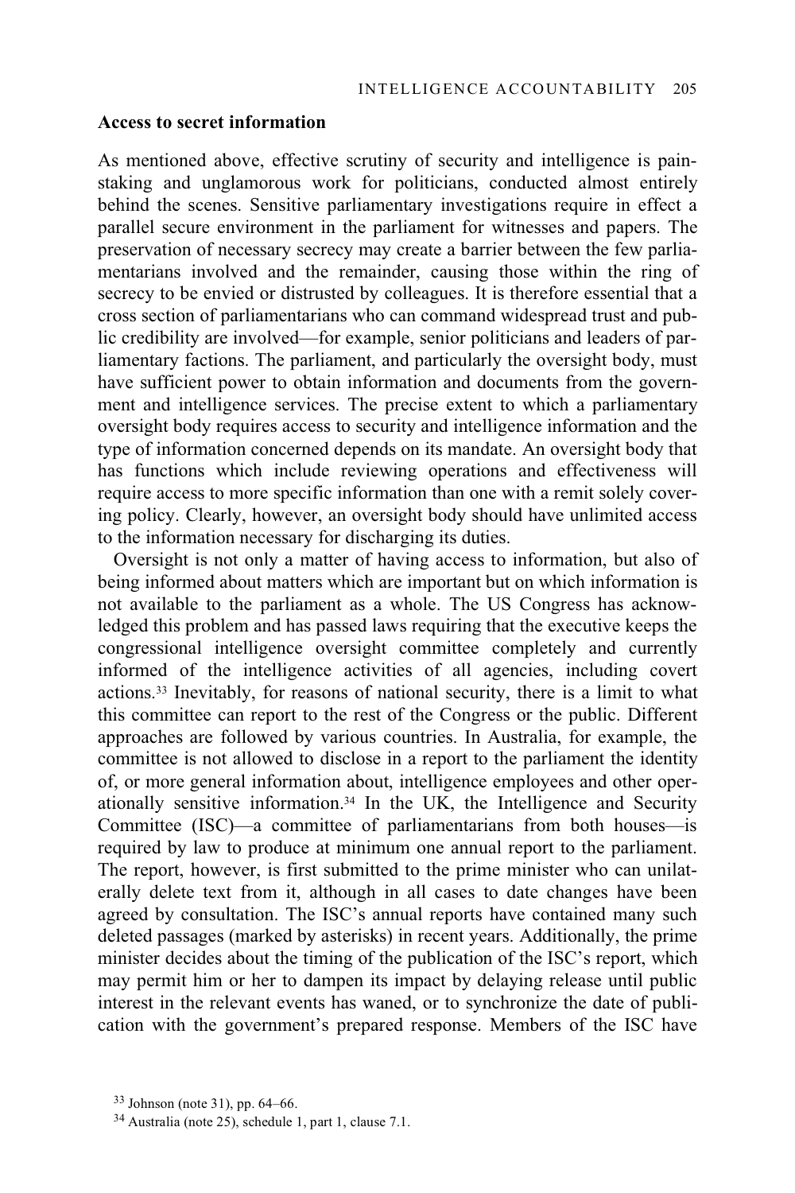### Access to secret information

As mentioned above, effective scrutiny of security and intelligence is painstaking and unglamorous work for politicians, conducted almost entirely behind the scenes. Sensitive parliamentary investigations require in effect a parallel secure environment in the parliament for witnesses and papers. The preservation of necessary secrecy may create a barrier between the few parliamentarians involved and the remainder, causing those within the ring of secrecy to be envied or distrusted by colleagues. It is therefore essential that a cross section of parliamentarians who can command widespread trust and public credibility are involved—for example, senior politicians and leaders of parliamentary factions. The parliament, and particularly the oversight body, must have sufficient power to obtain information and documents from the government and intelligence services. The precise extent to which a parliamentary oversight body requires access to security and intelligence information and the type of information concerned depends on its mandate. An oversight body that has functions which include reviewing operations and effectiveness will require access to more specific information than one with a remit solely covering policy. Clearly, however, an oversight body should have unlimited access to the information necessary for discharging its duties.

Oversight is not only a matter of having access to information, but also of being informed about matters which are important but on which information is not available to the parliament as a whole. The US Congress has acknowledged this problem and has passed laws requiring that the executive keeps the congressional intelligence oversight committee completely and currently informed of the intelligence activities of all agencies, including covert actions.[33] Inevitably, for reasons of national security, there is a limit to what this committee can report to the rest of the Congress or the public. Different approaches are followed by various countries. In Australia, for example, the committee is not allowed to disclose in a report to the parliament the identity of, or more general information about, intelligence employees and other operationally sensitive information.[34] In the UK, the Intelligence and Security Committee (ISC)—a committee of parliamentarians from both houses—is required by law to produce at minimum one annual report to the parliament. The report, however, is first submitted to the prime minister who can unilaterally delete text from it, although in all cases to date changes have been agreed by consultation. The ISC's annual reports have contained many such deleted passages (marked by asterisks) in recent years. Additionally, the prime minister decides about the timing of the publication of the ISC's report, which may permit him or her to dampen its impact by delaying release until public interest in the relevant events has waned, or to synchronize the date of publication with the government's prepared response. Members of the ISC have

[33] Johnson (note 31), pp. 64–66.

[34] Australia (note 25), schedule 1, part 1, clause 7.1.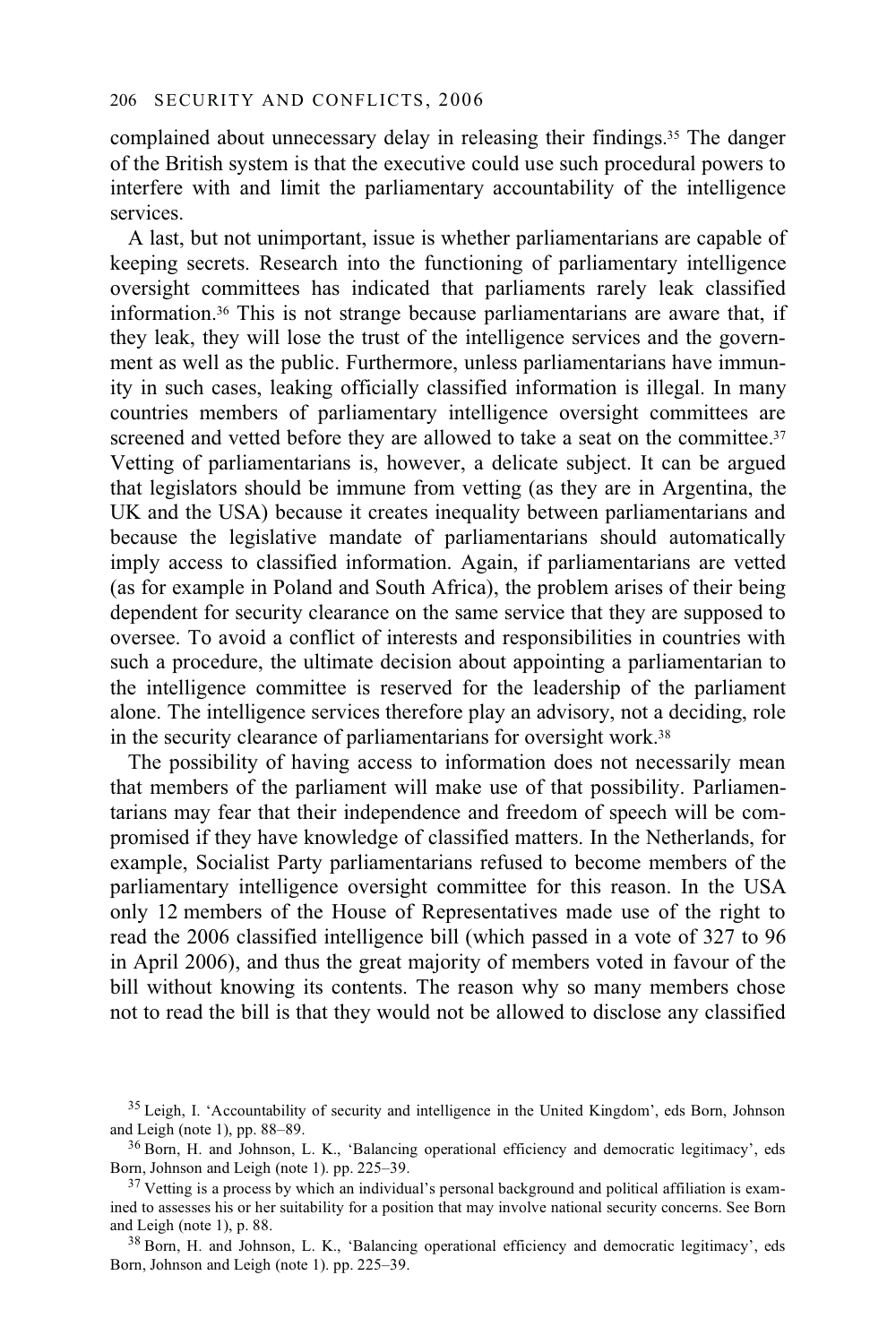complained about unnecessary delay in releasing their findings.[35] The danger of the British system is that the executive could use such procedural powers to interfere with and limit the parliamentary accountability of the intelligence services.

A last, but not unimportant, issue is whether parliamentarians are capable of keeping secrets. Research into the functioning of parliamentary intelligence oversight committees has indicated that parliaments rarely leak classified information.[36] This is not strange because parliamentarians are aware that, if they leak, they will lose the trust of the intelligence services and the government as well as the public. Furthermore, unless parliamentarians have immunity in such cases, leaking officially classified information is illegal. In many countries members of parliamentary intelligence oversight committees are screened and vetted before they are allowed to take a seat on the committee.[37] Vetting of parliamentarians is, however, a delicate subject. It can be argued that legislators should be immune from vetting (as they are in Argentina, the UK and the USA) because it creates inequality between parliamentarians and because the legislative mandate of parliamentarians should automatically imply access to classified information. Again, if parliamentarians are vetted (as for example in Poland and South Africa), the problem arises of their being dependent for security clearance on the same service that they are supposed to oversee. To avoid a conflict of interests and responsibilities in countries with such a procedure, the ultimate decision about appointing a parliamentarian to the intelligence committee is reserved for the leadership of the parliament alone. The intelligence services therefore play an advisory, not a deciding, role in the security clearance of parliamentarians for oversight work.[38]

The possibility of having access to information does not necessarily mean that members of the parliament will make use of that possibility. Parliamentarians may fear that their independence and freedom of speech will be compromised if they have knowledge of classified matters. In the Netherlands, for example, Socialist Party parliamentarians refused to become members of the parliamentary intelligence oversight committee for this reason. In the USA only 12 members of the House of Representatives made use of the right to read the 2006 classified intelligence bill (which passed in a vote of 327 to 96 in April 2006), and thus the great majority of members voted in favour of the bill without knowing its contents. The reason why so many members chose not to read the bill is that they would not be allowed to disclose any classified

[35] Leigh, I. 'Accountability of security and intelligence in the United Kingdom', eds Born, Johnson and Leigh (note 1), pp. 88–89.

[36] Born, H. and Johnson, L. K., 'Balancing operational efficiency and democratic legitimacy', eds Born, Johnson and Leigh (note 1). pp. 225–39.

[37] Vetting is a process by which an individual's personal background and political affiliation is examined to assesses his or her suitability for a position that may involve national security concerns. See Born and Leigh (note 1), p. 88.

[38] Born, H. and Johnson, L. K., 'Balancing operational efficiency and democratic legitimacy', eds Born, Johnson and Leigh (note 1). pp. 225–39.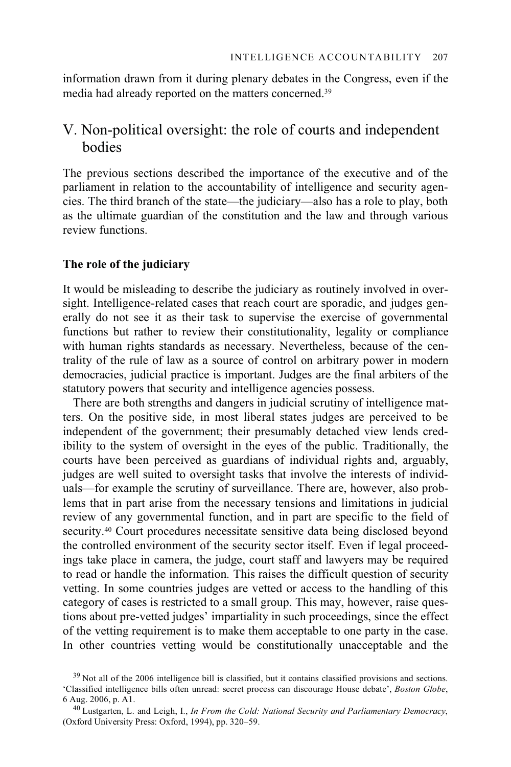information drawn from it during plenary debates in the Congress, even if the media had already reported on the matters concerned.[39]

## V. Non-political oversight: the role of courts and independent bodies

The previous sections described the importance of the executive and of the parliament in relation to the accountability of intelligence and security agencies. The third branch of the state—the judiciary—also has a role to play, both as the ultimate guardian of the constitution and the law and through various review functions.

### The role of the judiciary

It would be misleading to describe the judiciary as routinely involved in oversight. Intelligence-related cases that reach court are sporadic, and judges generally do not see it as their task to supervise the exercise of governmental functions but rather to review their constitutionality, legality or compliance with human rights standards as necessary. Nevertheless, because of the centrality of the rule of law as a source of control on arbitrary power in modern democracies, judicial practice is important. Judges are the final arbiters of the statutory powers that security and intelligence agencies possess.

There are both strengths and dangers in judicial scrutiny of intelligence matters. On the positive side, in most liberal states judges are perceived to be independent of the government; their presumably detached view lends credibility to the system of oversight in the eyes of the public. Traditionally, the courts have been perceived as guardians of individual rights and, arguably, judges are well suited to oversight tasks that involve the interests of individuals—for example the scrutiny of surveillance. There are, however, also problems that in part arise from the necessary tensions and limitations in judicial review of any governmental function, and in part are specific to the field of security.[40] Court procedures necessitate sensitive data being disclosed beyond the controlled environment of the security sector itself. Even if legal proceedings take place in camera, the judge, court staff and lawyers may be required to read or handle the information. This raises the difficult question of security vetting. In some countries judges are vetted or access to the handling of this category of cases is restricted to a small group. This may, however, raise questions about pre-vetted judges' impartiality in such proceedings, since the effect of the vetting requirement is to make them acceptable to one party in the case. In other countries vetting would be constitutionally unacceptable and the

[39] Not all of the 2006 intelligence bill is classified, but it contains classified provisions and sections. 'Classified intelligence bills often unread: secret process can discourage House debate', *Boston Globe*, 6 Aug. 2006, p. A1.

[40] Lustgarten, L. and Leigh, I., *In From the Cold: National Security and Parliamentary Democracy*, (Oxford University Press: Oxford, 1994), pp. 320–59.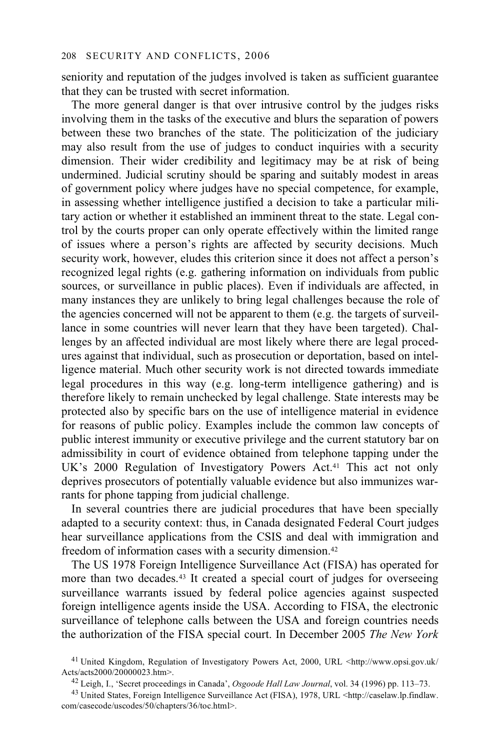seniority and reputation of the judges involved is taken as sufficient guarantee that they can be trusted with secret information.

The more general danger is that over intrusive control by the judges risks involving them in the tasks of the executive and blurs the separation of powers between these two branches of the state. The politicization of the judiciary may also result from the use of judges to conduct inquiries with a security dimension. Their wider credibility and legitimacy may be at risk of being undermined. Judicial scrutiny should be sparing and suitably modest in areas of government policy where judges have no special competence, for example, in assessing whether intelligence justified a decision to take a particular military action or whether it established an imminent threat to the state. Legal control by the courts proper can only operate effectively within the limited range of issues where a person's rights are affected by security decisions. Much security work, however, eludes this criterion since it does not affect a person's recognized legal rights (e.g. gathering information on individuals from public sources, or surveillance in public places). Even if individuals are affected, in many instances they are unlikely to bring legal challenges because the role of the agencies concerned will not be apparent to them (e.g. the targets of surveillance in some countries will never learn that they have been targeted). Challenges by an affected individual are most likely where there are legal procedures against that individual, such as prosecution or deportation, based on intelligence material. Much other security work is not directed towards immediate legal procedures in this way (e.g. long-term intelligence gathering) and is therefore likely to remain unchecked by legal challenge. State interests may be protected also by specific bars on the use of intelligence material in evidence for reasons of public policy. Examples include the common law concepts of public interest immunity or executive privilege and the current statutory bar on admissibility in court of evidence obtained from telephone tapping under the UK's 2000 Regulation of Investigatory Powers Act.[41] This act not only deprives prosecutors of potentially valuable evidence but also immunizes warrants for phone tapping from judicial challenge.

In several countries there are judicial procedures that have been specially adapted to a security context: thus, in Canada designated Federal Court judges hear surveillance applications from the CSIS and deal with immigration and freedom of information cases with a security dimension.[42]

The US 1978 Foreign Intelligence Surveillance Act (FISA) has operated for more than two decades.[43] It created a special court of judges for overseeing surveillance warrants issued by federal police agencies against suspected foreign intelligence agents inside the USA. According to FISA, the electronic surveillance of telephone calls between the USA and foreign countries needs the authorization of the FISA special court. In December 2005 *The New York*

[41] United Kingdom, Regulation of Investigatory Powers Act, 2000, URL <http://www.opsi.gov.uk/Acts/acts2000/20000023.htm>.

[42] Leigh, I., 'Secret proceedings in Canada', *Osgoode Hall Law Journal*, vol. 34 (1996) pp. 113–73.

[43] United States, Foreign Intelligence Surveillance Act (FISA), 1978, URL <http://caselaw.lp.findlaw.com/casecode/uscodes/50/chapters/36/toc.html>.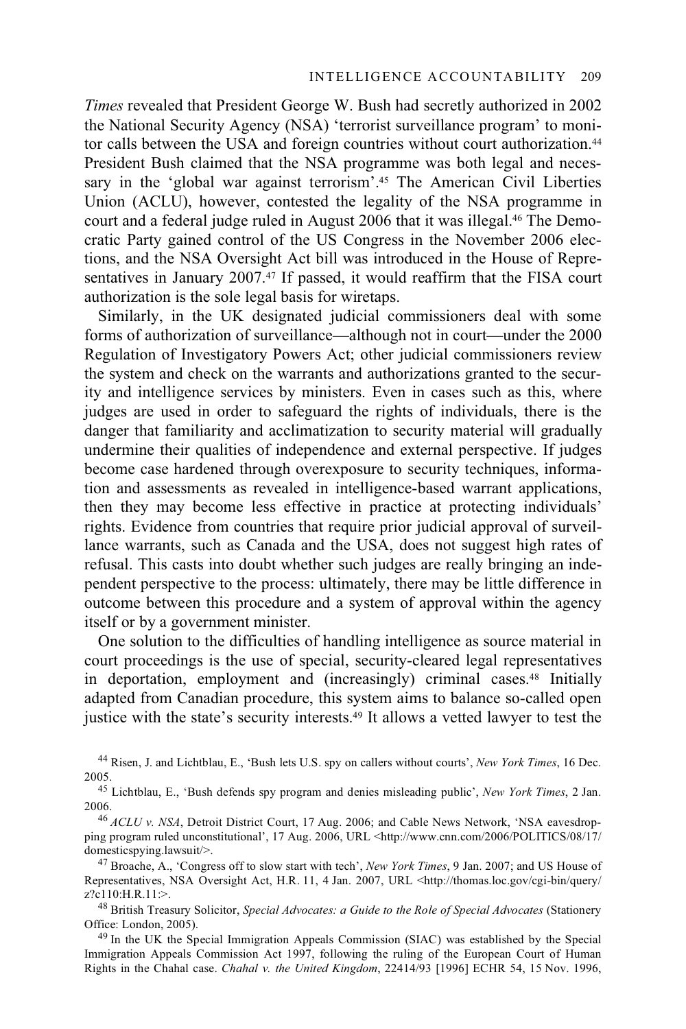*Times* revealed that President George W. Bush had secretly authorized in 2002 the National Security Agency (NSA) 'terrorist surveillance program' to monitor calls between the USA and foreign countries without court authorization.[44] President Bush claimed that the NSA programme was both legal and necessary in the 'global war against terrorism'.[45] The American Civil Liberties Union (ACLU), however, contested the legality of the NSA programme in court and a federal judge ruled in August 2006 that it was illegal.[46] The Democratic Party gained control of the US Congress in the November 2006 elections, and the NSA Oversight Act bill was introduced in the House of Representatives in January 2007.[47] If passed, it would reaffirm that the FISA court authorization is the sole legal basis for wiretaps.

Similarly, in the UK designated judicial commissioners deal with some forms of authorization of surveillance—although not in court—under the 2000 Regulation of Investigatory Powers Act; other judicial commissioners review the system and check on the warrants and authorizations granted to the security and intelligence services by ministers. Even in cases such as this, where judges are used in order to safeguard the rights of individuals, there is the danger that familiarity and acclimatization to security material will gradually undermine their qualities of independence and external perspective. If judges become case hardened through overexposure to security techniques, information and assessments as revealed in intelligence-based warrant applications, then they may become less effective in practice at protecting individuals' rights. Evidence from countries that require prior judicial approval of surveillance warrants, such as Canada and the USA, does not suggest high rates of refusal. This casts into doubt whether such judges are really bringing an independent perspective to the process: ultimately, there may be little difference in outcome between this procedure and a system of approval within the agency itself or by a government minister.

One solution to the difficulties of handling intelligence as source material in court proceedings is the use of special, security-cleared legal representatives in deportation, employment and (increasingly) criminal cases.[48] Initially adapted from Canadian procedure, this system aims to balance so-called open justice with the state's security interests.[49] It allows a vetted lawyer to test the

---

[44] Risen, J. and Lichtblau, E., 'Bush lets U.S. spy on callers without courts', *New York Times*, 16 Dec. 2005.

[45] Lichtblau, E., 'Bush defends spy program and denies misleading public', *New York Times*, 2 Jan. 2006.

[46] *ACLU v. NSA*, Detroit District Court, 17 Aug. 2006; and Cable News Network, 'NSA eavesdropping program ruled unconstitutional', 17 Aug. 2006, URL <http://www.cnn.com/2006/POLITICS/08/17/domesticspying.lawsuit/>.

[47] Broache, A., 'Congress off to slow start with tech', *New York Times*, 9 Jan. 2007; and US House of Representatives, NSA Oversight Act, H.R. 11, 4 Jan. 2007, URL <http://thomas.loc.gov/cgi-bin/query/z?c110:H.R.11:>.

[48] British Treasury Solicitor, *Special Advocates: a Guide to the Role of Special Advocates* (Stationery Office: London, 2005).

[49] In the UK the Special Immigration Appeals Commission (SIAC) was established by the Special Immigration Appeals Commission Act 1997, following the ruling of the European Court of Human Rights in the Chahal case. *Chahal v. the United Kingdom*, 22414/93 [1996] ECHR 54, 15 Nov. 1996,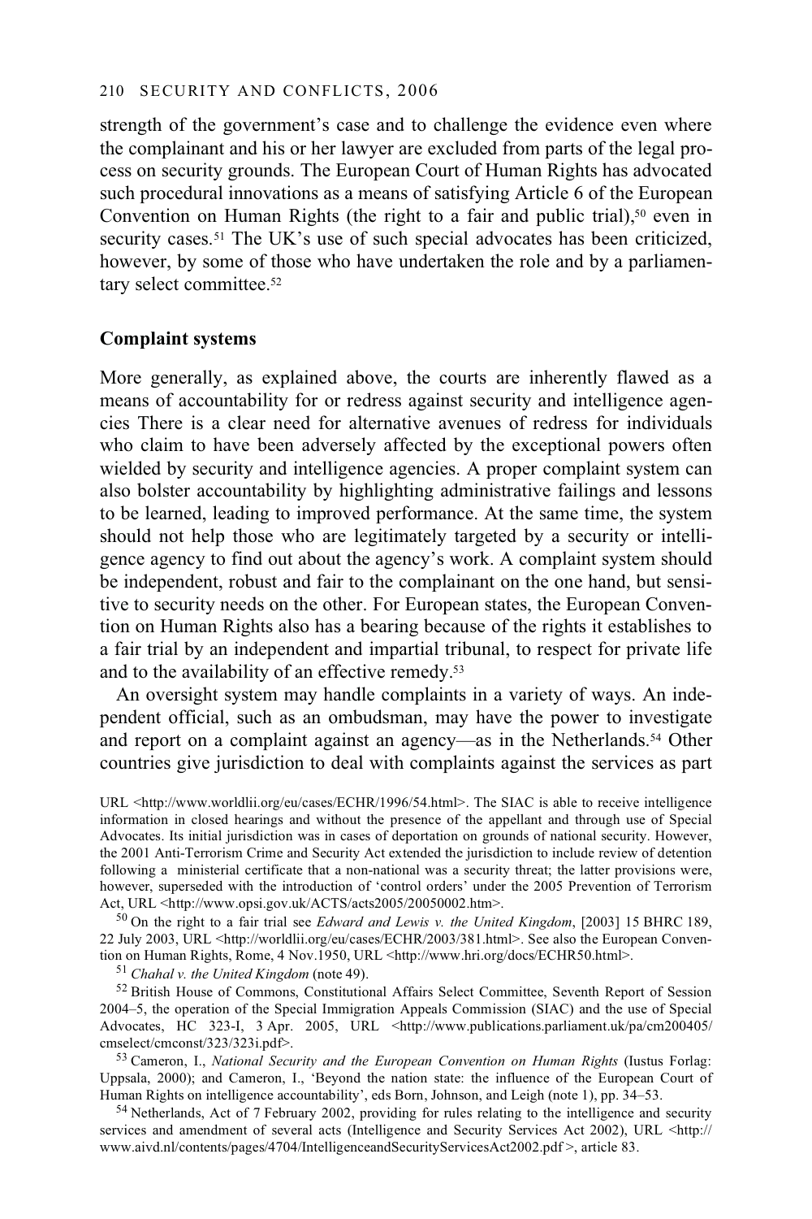strength of the government's case and to challenge the evidence even where the complainant and his or her lawyer are excluded from parts of the legal process on security grounds. The European Court of Human Rights has advocated such procedural innovations as a means of satisfying Article 6 of the European Convention on Human Rights (the right to a fair and public trial),[50] even in security cases.[51] The UK's use of such special advocates has been criticized, however, by some of those who have undertaken the role and by a parliamentary select committee.[52]

### Complaint systems

More generally, as explained above, the courts are inherently flawed as a means of accountability for or redress against security and intelligence agencies There is a clear need for alternative avenues of redress for individuals who claim to have been adversely affected by the exceptional powers often wielded by security and intelligence agencies. A proper complaint system can also bolster accountability by highlighting administrative failings and lessons to be learned, leading to improved performance. At the same time, the system should not help those who are legitimately targeted by a security or intelligence agency to find out about the agency's work. A complaint system should be independent, robust and fair to the complainant on the one hand, but sensitive to security needs on the other. For European states, the European Convention on Human Rights also has a bearing because of the rights it establishes to a fair trial by an independent and impartial tribunal, to respect for private life and to the availability of an effective remedy.[53]

An oversight system may handle complaints in a variety of ways. An independent official, such as an ombudsman, may have the power to investigate and report on a complaint against an agency—as in the Netherlands.[54] Other countries give jurisdiction to deal with complaints against the services as part

URL <http://www.worldlii.org/eu/cases/ECHR/1996/54.html>. The SIAC is able to receive intelligence information in closed hearings and without the presence of the appellant and through use of Special Advocates. Its initial jurisdiction was in cases of deportation on grounds of national security. However, the 2001 Anti-Terrorism Crime and Security Act extended the jurisdiction to include review of detention following a ministerial certificate that a non-national was a security threat; the latter provisions were, however, superseded with the introduction of 'control orders' under the 2005 Prevention of Terrorism Act, URL <http://www.opsi.gov.uk/ACTS/acts2005/20050002.htm>.

[50] On the right to a fair trial see *Edward and Lewis v. the United Kingdom*, [2003] 15 BHRC 189, 22 July 2003, URL <http://worldlii.org/eu/cases/ECHR/2003/381.html>. See also the European Convention on Human Rights, Rome, 4 Nov.1950, URL <http://www.hri.org/docs/ECHR50.html>.

[51] *Chahal v. the United Kingdom* (note 49).

[52] British House of Commons, Constitutional Affairs Select Committee, Seventh Report of Session 2004–5, the operation of the Special Immigration Appeals Commission (SIAC) and the use of Special Advocates, HC 323-I, 3 Apr. 2005, URL <http://www.publications.parliament.uk/pa/cm200405/cmselect/cmconst/323/323i.pdf>.

[53] Cameron, I., *National Security and the European Convention on Human Rights* (Iustus Forlag: Uppsala, 2000); and Cameron, I., 'Beyond the nation state: the influence of the European Court of Human Rights on intelligence accountability', eds Born, Johnson, and Leigh (note 1), pp. 34–53.

[54] Netherlands, Act of 7 February 2002, providing for rules relating to the intelligence and security services and amendment of several acts (Intelligence and Security Services Act 2002), URL <http://www.aivd.nl/contents/pages/4704/IntelligenceandSecurityServicesAct2002.pdf >, article 83.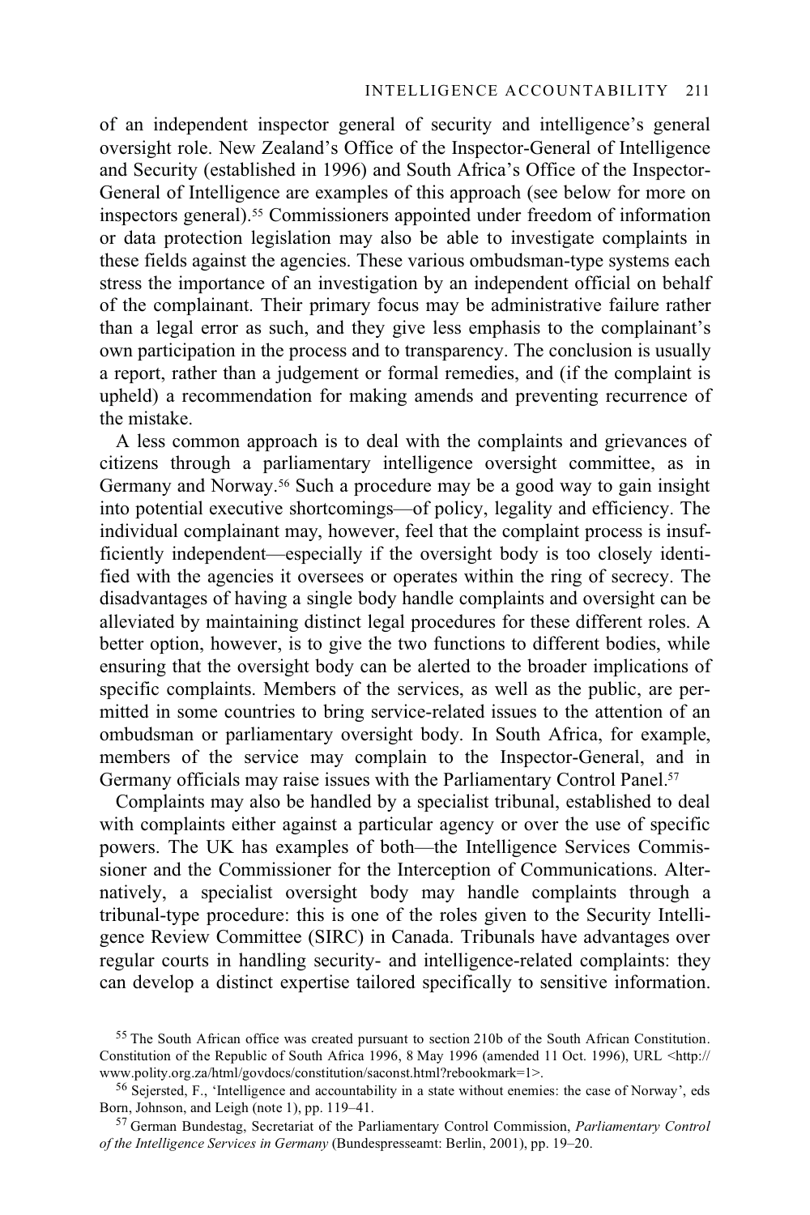of an independent inspector general of security and intelligence's general oversight role. New Zealand's Office of the Inspector-General of Intelligence and Security (established in 1996) and South Africa's Office of the Inspector-General of Intelligence are examples of this approach (see below for more on inspectors general).[55] Commissioners appointed under freedom of information or data protection legislation may also be able to investigate complaints in these fields against the agencies. These various ombudsman-type systems each stress the importance of an investigation by an independent official on behalf of the complainant. Their primary focus may be administrative failure rather than a legal error as such, and they give less emphasis to the complainant's own participation in the process and to transparency. The conclusion is usually a report, rather than a judgement or formal remedies, and (if the complaint is upheld) a recommendation for making amends and preventing recurrence of the mistake.

A less common approach is to deal with the complaints and grievances of citizens through a parliamentary intelligence oversight committee, as in Germany and Norway.[56] Such a procedure may be a good way to gain insight into potential executive shortcomings—of policy, legality and efficiency. The individual complainant may, however, feel that the complaint process is insufficiently independent—especially if the oversight body is too closely identified with the agencies it oversees or operates within the ring of secrecy. The disadvantages of having a single body handle complaints and oversight can be alleviated by maintaining distinct legal procedures for these different roles. A better option, however, is to give the two functions to different bodies, while ensuring that the oversight body can be alerted to the broader implications of specific complaints. Members of the services, as well as the public, are permitted in some countries to bring service-related issues to the attention of an ombudsman or parliamentary oversight body. In South Africa, for example, members of the service may complain to the Inspector-General, and in Germany officials may raise issues with the Parliamentary Control Panel.[57]

Complaints may also be handled by a specialist tribunal, established to deal with complaints either against a particular agency or over the use of specific powers. The UK has examples of both—the Intelligence Services Commissioner and the Commissioner for the Interception of Communications. Alternatively, a specialist oversight body may handle complaints through a tribunal-type procedure: this is one of the roles given to the Security Intelligence Review Committee (SIRC) in Canada. Tribunals have advantages over regular courts in handling security- and intelligence-related complaints: they can develop a distinct expertise tailored specifically to sensitive information.

---

[55] The South African office was created pursuant to section 210b of the South African Constitution. Constitution of the Republic of South Africa 1996, 8 May 1996 (amended 11 Oct. 1996), URL <http://www.polity.org.za/html/govdocs/constitution/saconst.html?rebookmark=1>.

[56] Sejersted, F., 'Intelligence and accountability in a state without enemies: the case of Norway', eds Born, Johnson, and Leigh (note 1), pp. 119–41.

[57] German Bundestag, Secretariat of the Parliamentary Control Commission, *Parliamentary Control of the Intelligence Services in Germany* (Bundespresseamt: Berlin, 2001), pp. 19–20.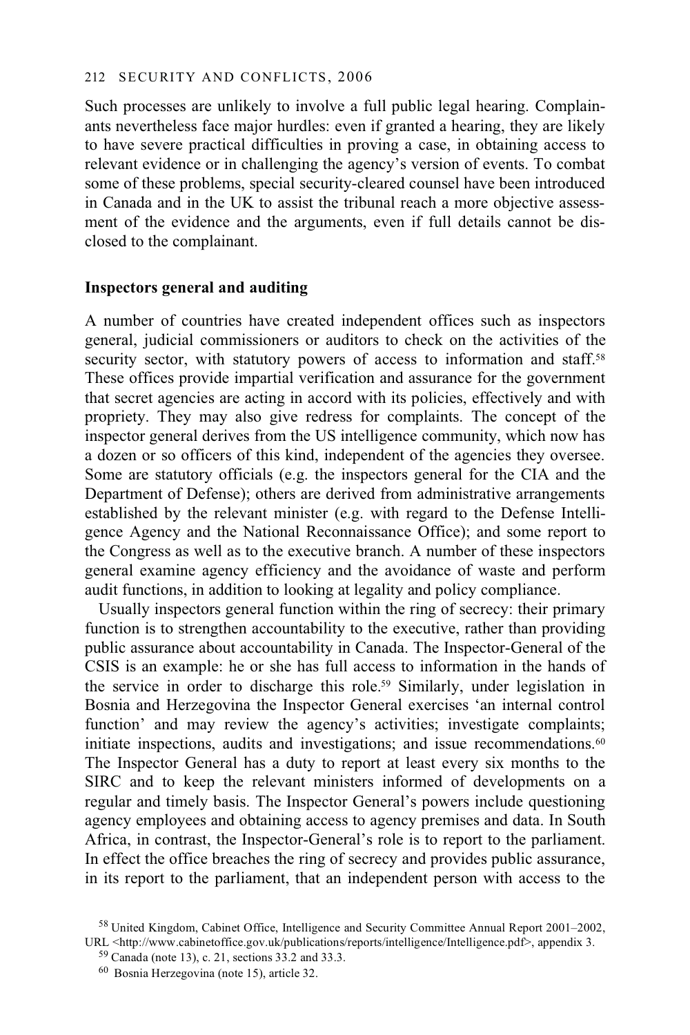Such processes are unlikely to involve a full public legal hearing. Complainants nevertheless face major hurdles: even if granted a hearing, they are likely to have severe practical difficulties in proving a case, in obtaining access to relevant evidence or in challenging the agency's version of events. To combat some of these problems, special security-cleared counsel have been introduced in Canada and in the UK to assist the tribunal reach a more objective assessment of the evidence and the arguments, even if full details cannot be disclosed to the complainant.

**Inspectors general and auditing**

A number of countries have created independent offices such as inspectors general, judicial commissioners or auditors to check on the activities of the security sector, with statutory powers of access to information and staff.[58] These offices provide impartial verification and assurance for the government that secret agencies are acting in accord with its policies, effectively and with propriety. They may also give redress for complaints. The concept of the inspector general derives from the US intelligence community, which now has a dozen or so officers of this kind, independent of the agencies they oversee. Some are statutory officials (e.g. the inspectors general for the CIA and the Department of Defense); others are derived from administrative arrangements established by the relevant minister (e.g. with regard to the Defense Intelligence Agency and the National Reconnaissance Office); and some report to the Congress as well as to the executive branch. A number of these inspectors general examine agency efficiency and the avoidance of waste and perform audit functions, in addition to looking at legality and policy compliance.

Usually inspectors general function within the ring of secrecy: their primary function is to strengthen accountability to the executive, rather than providing public assurance about accountability in Canada. The Inspector-General of the CSIS is an example: he or she has full access to information in the hands of the service in order to discharge this role.[59] Similarly, under legislation in Bosnia and Herzegovina the Inspector General exercises 'an internal control function' and may review the agency's activities; investigate complaints; initiate inspections, audits and investigations; and issue recommendations.[60] The Inspector General has a duty to report at least every six months to the SIRC and to keep the relevant ministers informed of developments on a regular and timely basis. The Inspector General's powers include questioning agency employees and obtaining access to agency premises and data. In South Africa, in contrast, the Inspector-General's role is to report to the parliament. In effect the office breaches the ring of secrecy and provides public assurance, in its report to the parliament, that an independent person with access to the

[58] United Kingdom, Cabinet Office, Intelligence and Security Committee Annual Report 2001–2002, URL <http://www.cabinetoffice.gov.uk/publications/reports/intelligence/Intelligence.pdf>, appendix 3.

[59] Canada (note 13), c. 21, sections 33.2 and 33.3.

[60] Bosnia Herzegovina (note 15), article 32.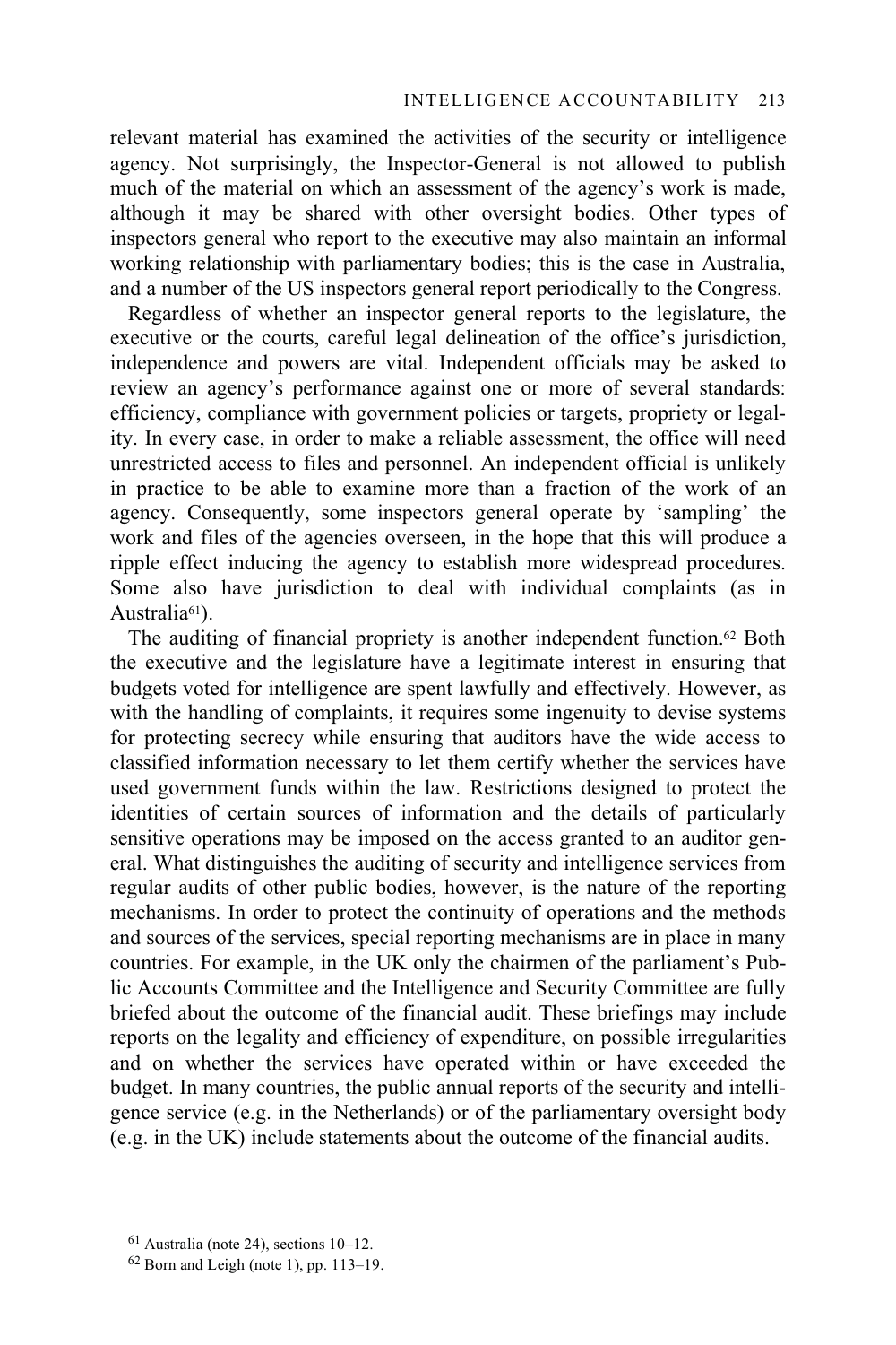relevant material has examined the activities of the security or intelligence agency. Not surprisingly, the Inspector-General is not allowed to publish much of the material on which an assessment of the agency's work is made, although it may be shared with other oversight bodies. Other types of inspectors general who report to the executive may also maintain an informal working relationship with parliamentary bodies; this is the case in Australia, and a number of the US inspectors general report periodically to the Congress.

Regardless of whether an inspector general reports to the legislature, the executive or the courts, careful legal delineation of the office's jurisdiction, independence and powers are vital. Independent officials may be asked to review an agency's performance against one or more of several standards: efficiency, compliance with government policies or targets, propriety or legality. In every case, in order to make a reliable assessment, the office will need unrestricted access to files and personnel. An independent official is unlikely in practice to be able to examine more than a fraction of the work of an agency. Consequently, some inspectors general operate by 'sampling' the work and files of the agencies overseen, in the hope that this will produce a ripple effect inducing the agency to establish more widespread procedures. Some also have jurisdiction to deal with individual complaints (as in Australia[61]).

The auditing of financial propriety is another independent function.[62] Both the executive and the legislature have a legitimate interest in ensuring that budgets voted for intelligence are spent lawfully and effectively. However, as with the handling of complaints, it requires some ingenuity to devise systems for protecting secrecy while ensuring that auditors have the wide access to classified information necessary to let them certify whether the services have used government funds within the law. Restrictions designed to protect the identities of certain sources of information and the details of particularly sensitive operations may be imposed on the access granted to an auditor general. What distinguishes the auditing of security and intelligence services from regular audits of other public bodies, however, is the nature of the reporting mechanisms. In order to protect the continuity of operations and the methods and sources of the services, special reporting mechanisms are in place in many countries. For example, in the UK only the chairmen of the parliament's Public Accounts Committee and the Intelligence and Security Committee are fully briefed about the outcome of the financial audit. These briefings may include reports on the legality and efficiency of expenditure, on possible irregularities and on whether the services have operated within or have exceeded the budget. In many countries, the public annual reports of the security and intelligence service (e.g. in the Netherlands) or of the parliamentary oversight body (e.g. in the UK) include statements about the outcome of the financial audits.

[61] Australia (note 24), sections 10–12.

[62] Born and Leigh (note 1), pp. 113–19.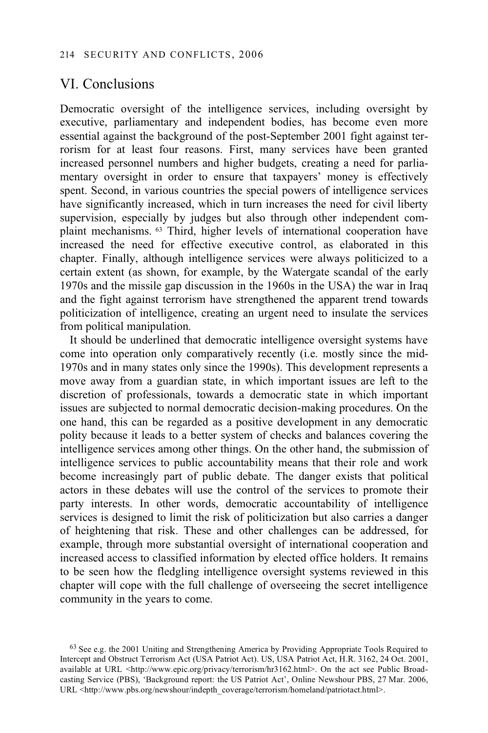## VI. Conclusions

Democratic oversight of the intelligence services, including oversight by executive, parliamentary and independent bodies, has become even more essential against the background of the post-September 2001 fight against terrorism for at least four reasons. First, many services have been granted increased personnel numbers and higher budgets, creating a need for parliamentary oversight in order to ensure that taxpayers' money is effectively spent. Second, in various countries the special powers of intelligence services have significantly increased, which in turn increases the need for civil liberty supervision, especially by judges but also through other independent complaint mechanisms.[63] Third, higher levels of international cooperation have increased the need for effective executive control, as elaborated in this chapter. Finally, although intelligence services were always politicized to a certain extent (as shown, for example, by the Watergate scandal of the early 1970s and the missile gap discussion in the 1960s in the USA) the war in Iraq and the fight against terrorism have strengthened the apparent trend towards politicization of intelligence, creating an urgent need to insulate the services from political manipulation.

It should be underlined that democratic intelligence oversight systems have come into operation only comparatively recently (i.e. mostly since the mid-1970s and in many states only since the 1990s). This development represents a move away from a guardian state, in which important issues are left to the discretion of professionals, towards a democratic state in which important issues are subjected to normal democratic decision-making procedures. On the one hand, this can be regarded as a positive development in any democratic polity because it leads to a better system of checks and balances covering the intelligence services among other things. On the other hand, the submission of intelligence services to public accountability means that their role and work become increasingly part of public debate. The danger exists that political actors in these debates will use the control of the services to promote their party interests. In other words, democratic accountability of intelligence services is designed to limit the risk of politicization but also carries a danger of heightening that risk. These and other challenges can be addressed, for example, through more substantial oversight of international cooperation and increased access to classified information by elected office holders. It remains to be seen how the fledgling intelligence oversight systems reviewed in this chapter will cope with the full challenge of overseeing the secret intelligence community in the years to come.

[63] See e.g. the 2001 Uniting and Strengthening America by Providing Appropriate Tools Required to Intercept and Obstruct Terrorism Act (USA Patriot Act). US, USA Patriot Act, H.R. 3162, 24 Oct. 2001, available at URL <http://www.epic.org/privacy/terrorism/hr3162.html>. On the act see Public Broadcasting Service (PBS), 'Background report: the US Patriot Act', Online Newshour PBS, 27 Mar. 2006, URL <http://www.pbs.org/newshour/indepth_coverage/terrorism/homeland/patriotact.html>.